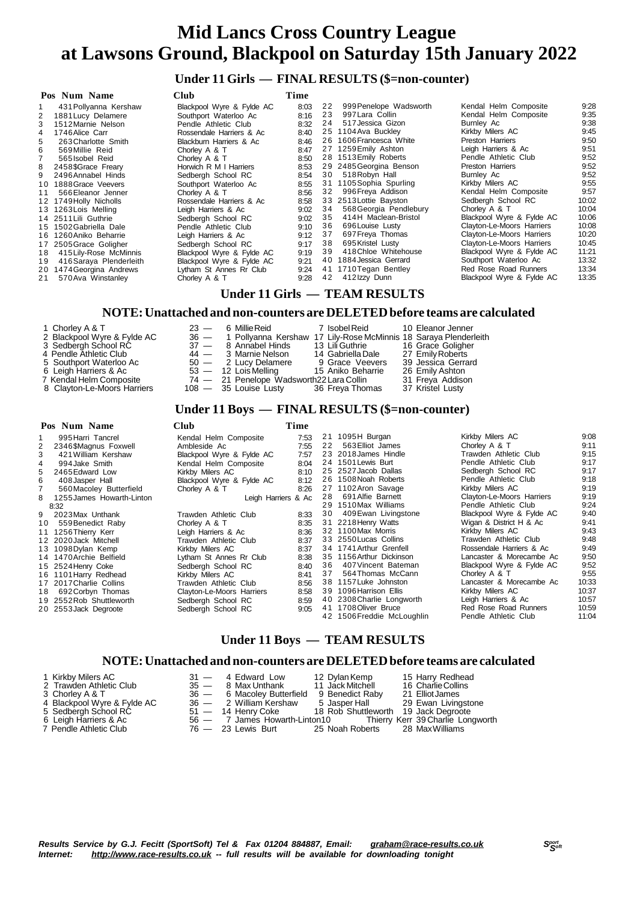# Mid Lancs Cross Country League
# at Lawsons Ground, Blackpool on Saturday 15th January 2022

## Under 11 Girls — FINAL RESULTS ($=non-counter)

| Pos | Num | Name | Club | Time |
|---|---|---|---|---|
| 1 | 431 | Pollyanna Kershaw | Blackpool Wyre & Fylde AC | 8:03 |
| 2 | 1881 | Lucy Delamere | Southport Waterloo Ac | 8:16 |
| 3 | 1512 | Marnie Nelson | Pendle Athletic Club | 8:32 |
| 4 | 1746 | Alice Carr | Rossendale Harriers & Ac | 8:40 |
| 5 | 263 | Charlotte Smith | Blackburn Harriers & Ac | 8:46 |
| 6 | 569 | Millie Reid | Chorley A & T | 8:47 |
| 7 | 565 | Isobel Reid | Chorley A & T | 8:50 |
| 8 | 2458 | $Grace Freary | Horwich R M I Harriers | 8:53 |
| 9 | 2496 | Annabel Hinds | Sedbergh School RC | 8:54 |
| 10 | 1888 | Grace Veevers | Southport Waterloo Ac | 8:55 |
| 11 | 566 | Eleanor Jenner | Chorley A & T | 8:56 |
| 12 | 1749 | Holly Nicholls | Rossendale Harriers & Ac | 8:58 |
| 13 | 1263 | Lois Melling | Leigh Harriers & Ac | 9:02 |
| 14 | 2511 | Lili Guthrie | Sedbergh School RC | 9:02 |
| 15 | 1502 | Gabriella Dale | Pendle Athletic Club | 9:10 |
| 16 | 1260 | Aniko Beharrie | Leigh Harriers & Ac | 9:12 |
| 17 | 2505 | Grace Goligher | Sedbergh School RC | 9:17 |
| 18 | 415 | Lily-Rose McMinnis | Blackpool Wyre & Fylde AC | 9:19 |
| 19 | 416 | Saraya Plenderleith | Blackpool Wyre & Fylde AC | 9:21 |
| 20 | 1474 | Georgina Andrews | Lytham St Annes Rr Club | 9:24 |
| 21 | 570 | Ava Winstanley | Chorley A & T | 9:28 |
| 22 | 999 | Penelope Wadsworth | Kendal Helm Composite | 9:28 |
| 23 | 997 | Lara Collin | Kendal Helm Composite | 9:35 |
| 24 | 517 | Jessica Gizon | Burnley Ac | 9:38 |
| 25 | 1104 | Ava Buckley | Kirkby Milers AC | 9:45 |
| 26 | 1606 | Francesca White | Preston Harriers | 9:50 |
| 27 | 1259 | Emily Ashton | Leigh Harriers & Ac | 9:51 |
| 28 | 1513 | Emily Roberts | Pendle Athletic Club | 9:52 |
| 29 | 2485 | Georgina Benson | Preston Harriers | 9:52 |
| 30 | 518 | Robyn Hall | Burnley Ac | 9:52 |
| 31 | 1105 | Sophia Spurling | Kirkby Milers AC | 9:55 |
| 32 | 996 | Freya Addison | Kendal Helm Composite | 9:57 |
| 33 | 2513 | Lottie Bayston | Sedbergh School RC | 10:02 |
| 34 | 568 | Georgia Pendlebury | Chorley A & T | 10:04 |
| 35 | 414 | H Maclean-Bristol | Blackpool Wyre & Fylde AC | 10:06 |
| 36 | 696 | Louise Lusty | Clayton-Le-Moors Harriers | 10:08 |
| 37 | 697 | Freya Thomas | Clayton-Le-Moors Harriers | 10:20 |
| 38 | 695 | Kristel Lusty | Clayton-Le-Moors Harriers | 10:45 |
| 39 | 418 | Chloe Whitehouse | Blackpool Wyre & Fylde AC | 11:21 |
| 40 | 1884 | Jessica Gerrard | Southport Waterloo Ac | 13:32 |
| 41 | 1710 | Tegan Bentley | Red Rose Road Runners | 13:34 |
| 42 | 412 | Izzy Dunn | Blackpool Wyre & Fylde AC | 13:35 |

## Under 11 Girls — TEAM RESULTS

### NOTE: Unattached and non-counters are DELETED before teams are calculated

| Pos | Club | Points | Runners | | |
|---|---|---|---|---|---|
| 1 | Chorley A & T | 23 | 6 Millie Reid | 7 Isobel Reid | 10 Eleanor Jenner |
| 2 | Blackpool Wyre & Fylde AC | 36 | 1 Pollyanna Kershaw | 17 Lily-Rose McMinnis | 18 Saraya Plenderleith |
| 3 | Sedbergh School RC | 37 | 8 Annabel Hinds | 13 Lili Guthrie | 16 Grace Goligher |
| 4 | Pendle Athletic Club | 44 | 3 Marnie Nelson | 14 Gabriella Dale | 27 Emily Roberts |
| 5 | Southport Waterloo Ac | 50 | 2 Lucy Delamere | 9 Grace Veevers | 39 Jessica Gerrard |
| 6 | Leigh Harriers & Ac | 53 | 12 Lois Melling | 15 Aniko Beharrie | 26 Emily Ashton |
| 7 | Kendal Helm Composite | 74 | 21 Penelope Wadsworth | 22 Lara Collin | 31 Freya Addison |
| 8 | Clayton-Le-Moors Harriers | 108 | 35 Louise Lusty | 36 Freya Thomas | 37 Kristel Lusty |

## Under 11 Boys — FINAL RESULTS ($=non-counter)

| Pos | Num | Name | Club | Time |
|---|---|---|---|---|
| 1 | 995 | Harri Tancrel | Kendal Helm Composite | 7:53 |
| 2 | 2346 | $Magnus Foxwell | Ambleside Ac | 7:55 |
| 3 | 421 | William Kershaw | Blackpool Wyre & Fylde AC | 7:57 |
| 4 | 994 | Jake Smith | Kendal Helm Composite | 8:04 |
| 5 | 2465 | Edward Low | Kirkby Milers AC | 8:10 |
| 6 | 408 | Jasper Hall | Blackpool Wyre & Fylde AC | 8:12 |
| 7 | 560 | Macoley Butterfield | Chorley A & T | 8:26 |
| 8 | 1255 | James Howarth-Linton | Leigh Harriers & Ac | 8:32 |
| 9 | 2023 | Max Unthank | Trawden Athletic Club | 8:33 |
| 10 | 559 | Benedict Raby | Chorley A & T | 8:35 |
| 11 | 1256 | Thierry Kerr | Leigh Harriers & Ac | 8:36 |
| 12 | 2020 | Jack Mitchell | Trawden Athletic Club | 8:37 |
| 13 | 1098 | Dylan Kemp | Kirkby Milers AC | 8:37 |
| 14 | 1470 | Archie Belfield | Lytham St Annes Rr Club | 8:38 |
| 15 | 2524 | Henry Coke | Sedbergh School RC | 8:40 |
| 16 | 1101 | Harry Redhead | Kirkby Milers AC | 8:41 |
| 17 | 2017 | Charlie Collins | Trawden Athletic Club | 8:56 |
| 18 | 692 | Corbyn Thomas | Clayton-Le-Moors Harriers | 8:58 |
| 19 | 2552 | Rob Shuttleworth | Sedbergh School RC | 8:59 |
| 20 | 2553 | Jack Degroote | Sedbergh School RC | 9:05 |
| 21 | 1095 | H Burgan | Kirkby Milers AC | 9:08 |
| 22 | 563 | Elliot James | Chorley A & T | 9:11 |
| 23 | 2018 | James Hindle | Trawden Athletic Club | 9:15 |
| 24 | 1501 | Lewis Burt | Pendle Athletic Club | 9:17 |
| 25 | 2527 | Jacob Dallas | Sedbergh School RC | 9:17 |
| 26 | 1508 | Noah Roberts | Pendle Athletic Club | 9:18 |
| 27 | 1102 | Aron Savage | Kirkby Milers AC | 9:19 |
| 28 | 691 | Alfie Barnett | Clayton-Le-Moors Harriers | 9:19 |
| 29 | 1510 | Max Williams | Pendle Athletic Club | 9:24 |
| 30 | 409 | Ewan Livingstone | Blackpool Wyre & Fylde AC | 9:40 |
| 31 | 2218 | Henry Watts | Wigan & District H & Ac | 9:41 |
| 32 | 1100 | Max Morris | Kirkby Milers AC | 9:43 |
| 33 | 2550 | Lucas Collins | Trawden Athletic Club | 9:48 |
| 34 | 1741 | Arthur Grenfell | Rossendale Harriers & Ac | 9:49 |
| 35 | 1156 | Arthur Dickinson | Lancaster & Morecambe Ac | 9:50 |
| 36 | 407 | Vincent Bateman | Blackpool Wyre & Fylde AC | 9:52 |
| 37 | 564 | Thomas McCann | Chorley A & T | 9:55 |
| 38 | 1157 | Luke Johnston | Lancaster & Morecambe Ac | 10:33 |
| 39 | 1096 | Harrison Ellis | Kirkby Milers AC | 10:37 |
| 40 | 2308 | Charlie Longworth | Leigh Harriers & Ac | 10:57 |
| 41 | 1708 | Oliver Bruce | Red Rose Road Runners | 10:59 |
| 42 | 1506 | Freddie McLoughlin | Pendle Athletic Club | 11:04 |

## Under 11 Boys — TEAM RESULTS

### NOTE: Unattached and non-counters are DELETED before teams are calculated

| Pos | Club | Points | Runners | | |
|---|---|---|---|---|---|
| 1 | Kirkby Milers AC | 31 | 4 Edward Low | 12 Dylan Kemp | 15 Harry Redhead |
| 2 | Trawden Athletic Club | 35 | 8 Max Unthank | 11 Jack Mitchell | 16 Charlie Collins |
| 3 | Chorley A & T | 36 | 6 Macoley Butterfield | 9 Benedict Raby | 21 Elliot James |
| 4 | Blackpool Wyre & Fylde AC | 36 | 2 William Kershaw | 5 Jasper Hall | 29 Ewan Livingstone |
| 5 | Sedbergh School RC | 51 | 14 Henry Coke | 18 Rob Shuttleworth | 19 Jack Degroote |
| 6 | Leigh Harriers & Ac | 56 | 7 James Howarth-Linton | 10 Thierry Kerr | 39 Charlie Longworth |
| 7 | Pendle Athletic Club | 76 | 23 Lewis Burt | 25 Noah Roberts | 28 Max Williams |

*Results Service by G.J. Fecitt (SportSoft) Tel & Fax 01204 884887, Email: graham@race-results.co.uk*
*Internet: http://www.race-results.co.uk -- full results will be available for downloading tonight*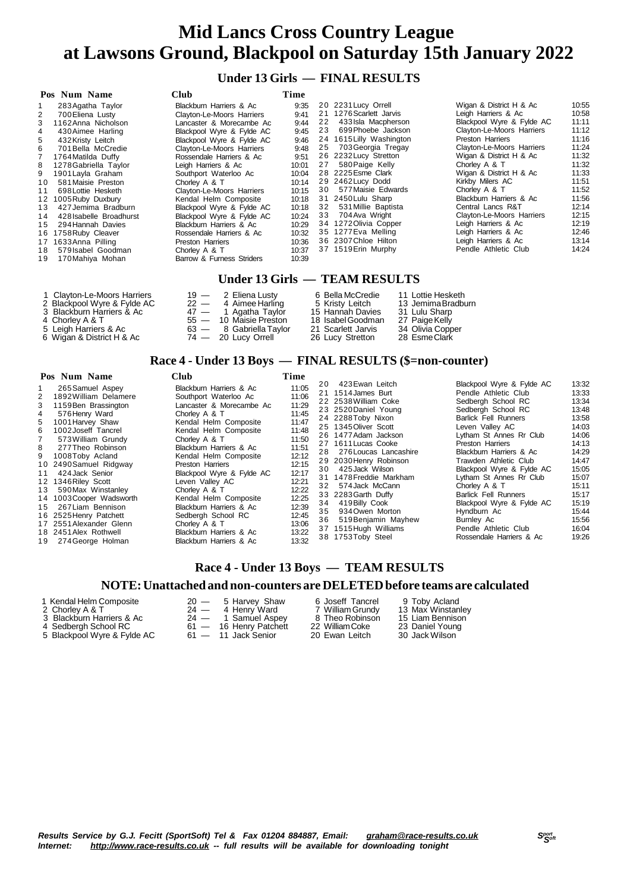# Mid Lancs Cross Country League
# at Lawsons Ground, Blackpool on Saturday 15th January 2022

## Under 13 Girls — FINAL RESULTS

| Pos | Num | Name | Club | Time |
|---|---|---|---|---|
| 1 | 283 | Agatha Taylor | Blackburn Harriers & Ac | 9:35 |
| 2 | 700 | Eliena Lusty | Clayton-Le-Moors Harriers | 9:41 |
| 3 | 1162 | Anna Nicholson | Lancaster & Morecambe Ac | 9:44 |
| 4 | 430 | Aimee Harling | Blackpool Wyre & Fylde AC | 9:45 |
| 5 | 432 | Kristy Leitch | Blackpool Wyre & Fylde AC | 9:46 |
| 6 | 701 | Bella McCredie | Clayton-Le-Moors Harriers | 9:48 |
| 7 | 1764 | Matilda Duffy | Rossendale Harriers & Ac | 9:51 |
| 8 | 1278 | Gabriella Taylor | Leigh Harriers & Ac | 10:01 |
| 9 | 1901 | Layla Graham | Southport Waterloo Ac | 10:04 |
| 10 | 581 | Maisie Preston | Chorley A & T | 10:14 |
| 11 | 698 | Lottie Hesketh | Clayton-Le-Moors Harriers | 10:15 |
| 12 | 1005 | Ruby Duxbury | Kendal Helm Composite | 10:18 |
| 13 | 427 | Jemima Bradburn | Blackpool Wyre & Fylde AC | 10:18 |
| 14 | 428 | Isabelle Broadhurst | Blackpool Wyre & Fylde AC | 10:24 |
| 15 | 294 | Hannah Davies | Blackburn Harriers & Ac | 10:29 |
| 16 | 1758 | Ruby Cleaver | Rossendale Harriers & Ac | 10:32 |
| 17 | 1633 | Anna Pilling | Preston Harriers | 10:36 |
| 18 | 579 | Isabel Goodman | Chorley A & T | 10:37 |
| 19 | 170 | Mahiya Mohan | Barrow & Furness Striders | 10:39 |
| 20 | 2231 | Lucy Orrell | Wigan & District H & Ac | 10:55 |
| 21 | 1276 | Scarlett Jarvis | Leigh Harriers & Ac | 10:58 |
| 22 | 433 | Isla Macpherson | Blackpool Wyre & Fylde AC | 11:11 |
| 23 | 699 | Phoebe Jackson | Clayton-Le-Moors Harriers | 11:12 |
| 24 | 1615 | Lilly Washington | Preston Harriers | 11:16 |
| 25 | 703 | Georgia Tregay | Clayton-Le-Moors Harriers | 11:24 |
| 26 | 2232 | Lucy Stretton | Wigan & District H & Ac | 11:32 |
| 27 | 580 | Paige Kelly | Chorley A & T | 11:32 |
| 28 | 2225 | Esme Clark | Wigan & District H & Ac | 11:33 |
| 29 | 2462 | Lucy Dodd | Kirkby Milers AC | 11:51 |
| 30 | 577 | Maisie Edwards | Chorley A & T | 11:52 |
| 31 | 2450 | Lulu Sharp | Blackburn Harriers & Ac | 11:56 |
| 32 | 531 | Millie Baptista | Central Lancs R&T | 12:14 |
| 33 | 704 | Ava Wright | Clayton-Le-Moors Harriers | 12:15 |
| 34 | 1272 | Olivia Copper | Leigh Harriers & Ac | 12:19 |
| 35 | 1277 | Eva Melling | Leigh Harriers & Ac | 12:46 |
| 36 | 2307 | Chloe Hilton | Leigh Harriers & Ac | 13:14 |
| 37 | 1519 | Erin Murphy | Pendle Athletic Club | 14:24 |

## Under 13 Girls — TEAM RESULTS

| Pos | Team | Points | 1st | 2nd | 3rd |
|---|---|---|---|---|---|
| 1 | Clayton-Le-Moors Harriers | 19 | 2 Eliena Lusty | 6 Bella McCredie | 11 Lottie Hesketh |
| 2 | Blackpool Wyre & Fylde AC | 22 | 4 Aimee Harling | 5 Kristy Leitch | 13 Jemima Bradburn |
| 3 | Blackburn Harriers & Ac | 47 | 1 Agatha Taylor | 15 Hannah Davies | 31 Lulu Sharp |
| 4 | Chorley A & T | 55 | 10 Maisie Preston | 18 Isabel Goodman | 27 Paige Kelly |
| 5 | Leigh Harriers & Ac | 63 | 8 Gabriella Taylor | 21 Scarlett Jarvis | 34 Olivia Copper |
| 6 | Wigan & District H & Ac | 74 | 20 Lucy Orrell | 26 Lucy Stretton | 28 Esme Clark |

## Race 4 - Under 13 Boys — FINAL RESULTS ($=non-counter)

| Pos | Num | Name | Club | Time |
|---|---|---|---|---|
| 1 | 265 | Samuel Aspey | Blackburn Harriers & Ac | 11:05 |
| 2 | 1892 | William Delamere | Southport Waterloo Ac | 11:06 |
| 3 | 1159 | Ben Brassington | Lancaster & Morecambe Ac | 11:29 |
| 4 | 576 | Henry Ward | Chorley A & T | 11:45 |
| 5 | 1001 | Harvey Shaw | Kendal Helm Composite | 11:47 |
| 6 | 1002 | Joseff Tancrel | Kendal Helm Composite | 11:48 |
| 7 | 573 | William Grundy | Chorley A & T | 11:50 |
| 8 | 277 | Theo Robinson | Blackburn Harriers & Ac | 11:51 |
| 9 | 1008 | Toby Acland | Kendal Helm Composite | 12:12 |
| 10 | 2490 | Samuel Ridgway | Preston Harriers | 12:15 |
| 11 | 424 | Jack Senior | Blackpool Wyre & Fylde AC | 12:17 |
| 12 | 1346 | Riley Scott | Leven Valley AC | 12:21 |
| 13 | 590 | Max Winstanley | Chorley A & T | 12:22 |
| 14 | 1003 | Cooper Wadsworth | Kendal Helm Composite | 12:25 |
| 15 | 267 | Liam Bennison | Blackburn Harriers & Ac | 12:39 |
| 16 | 2525 | Henry Patchett | Sedbergh School RC | 12:45 |
| 17 | 2551 | Alexander Glenn | Chorley A & T | 13:06 |
| 18 | 2451 | Alex Rothwell | Blackburn Harriers & Ac | 13:22 |
| 19 | 274 | George Holman | Blackburn Harriers & Ac | 13:32 |
| 20 | 423 | Ewan Leitch | Blackpool Wyre & Fylde AC | 13:32 |
| 21 | 1514 | James Burt | Pendle Athletic Club | 13:33 |
| 22 | 2538 | William Coke | Sedbergh School RC | 13:34 |
| 23 | 2520 | Daniel Young | Sedbergh School RC | 13:48 |
| 24 | 2288 | Toby Nixon | Barlick Fell Runners | 13:58 |
| 25 | 1345 | Oliver Scott | Leven Valley AC | 14:03 |
| 26 | 1477 | Adam Jackson | Lytham St Annes Rr Club | 14:06 |
| 27 | 1611 | Lucas Cooke | Preston Harriers | 14:13 |
| 28 | 276 | Loucas Lancashire | Blackburn Harriers & Ac | 14:29 |
| 29 | 2030 | Henry Robinson | Trawden Athletic Club | 14:47 |
| 30 | 425 | Jack Wilson | Blackpool Wyre & Fylde AC | 15:05 |
| 31 | 1478 | Freddie Markham | Lytham St Annes Rr Club | 15:07 |
| 32 | 574 | Jack McCann | Chorley A & T | 15:11 |
| 33 | 2283 | Garth Duffy | Barlick Fell Runners | 15:17 |
| 34 | 419 | Billy Cook | Blackpool Wyre & Fylde AC | 15:19 |
| 35 | 934 | Owen Morton | Hyndburn Ac | 15:44 |
| 36 | 519 | Benjamin Mayhew | Burnley Ac | 15:56 |
| 37 | 1515 | Hugh Williams | Pendle Athletic Club | 16:04 |
| 38 | 1753 | Toby Steel | Rossendale Harriers & Ac | 19:26 |

## Race 4 - Under 13 Boys — TEAM RESULTS

### NOTE: Unattached and non-counters are DELETED before teams are calculated

| Pos | Team | Points | 1st | 2nd | 3rd |
|---|---|---|---|---|---|
| 1 | Kendal Helm Composite | 20 | 5 Harvey Shaw | 6 Joseff Tancrel | 9 Toby Acland |
| 2 | Chorley A & T | 24 | 4 Henry Ward | 7 William Grundy | 13 Max Winstanley |
| 3 | Blackburn Harriers & Ac | 24 | 1 Samuel Aspey | 8 Theo Robinson | 15 Liam Bennison |
| 4 | Sedbergh School RC | 61 | 16 Henry Patchett | 22 William Coke | 23 Daniel Young |
| 5 | Blackpool Wyre & Fylde AC | 61 | 11 Jack Senior | 20 Ewan Leitch | 30 Jack Wilson |

*Results Service by G.J. Fecitt (SportSoft) Tel & Fax 01204 884887, Email: graham@race-results.co.uk*
*Internet: http://www.race-results.co.uk -- full results will be available for downloading tonight*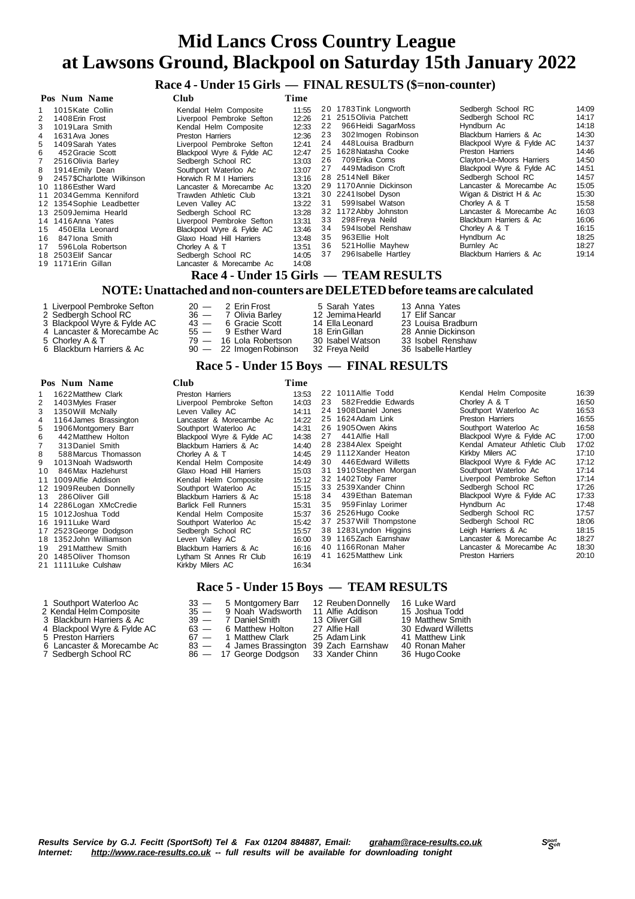# Mid Lancs Cross Country League at Lawsons Ground, Blackpool on Saturday 15th January 2022

## Race 4 - Under 15 Girls — FINAL RESULTS ($=non-counter)

| Pos | Num | Name | Club | Time |
|---|---|---|---|---|
| 1 | 1015 | Kate Collin | Kendal Helm Composite | 11:55 |
| 2 | 1408 | Erin Frost | Liverpool Pembroke Sefton | 12:26 |
| 3 | 1019 | Lara Smith | Kendal Helm Composite | 12:33 |
| 4 | 1631 | Ava Jones | Preston Harriers | 12:36 |
| 5 | 1409 | Sarah Yates | Liverpool Pembroke Sefton | 12:41 |
| 6 | 452 | Gracie Scott | Blackpool Wyre & Fylde AC | 12:47 |
| 7 | 2516 | Olivia Barley | Sedbergh School RC | 13:03 |
| 8 | 1914 | Emily Dean | Southport Waterloo Ac | 13:07 |
| 9 | 2457 | $Charlotte Wilkinson | Horwich R M I Harriers | 13:16 |
| 10 | 1186 | Esther Ward | Lancaster & Morecambe Ac | 13:20 |
| 11 | 2034 | Gemma Kenniford | Trawden Athletic Club | 13:21 |
| 12 | 1354 | Sophie Leadbetter | Leven Valley AC | 13:22 |
| 13 | 2509 | Jemima Hearld | Sedbergh School RC | 13:28 |
| 14 | 1416 | Anna Yates | Liverpool Pembroke Sefton | 13:31 |
| 15 | 450 | Ella Leonard | Blackpool Wyre & Fylde AC | 13:46 |
| 16 | 847 | Iona Smith | Glaxo Hoad Hill Harriers | 13:48 |
| 17 | 596 | Lola Robertson | Chorley A & T | 13:51 |
| 18 | 2503 | Elif Sancar | Sedbergh School RC | 14:05 |
| 19 | 1171 | Erin Gillan | Lancaster & Morecambe Ac | 14:08 |
| 20 | 1783 | Tink Longworth | Sedbergh School RC | 14:09 |
| 21 | 2515 | Olivia Patchett | Sedbergh School RC | 14:17 |
| 22 | 966 | Heidi SagarMoss | Hyndburn Ac | 14:18 |
| 23 | 302 | Imogen Robinson | Blackburn Harriers & Ac | 14:30 |
| 24 | 448 | Louisa Bradburn | Blackpool Wyre & Fylde AC | 14:37 |
| 25 | 1628 | Natasha Cooke | Preston Harriers | 14:46 |
| 26 | 709 | Erika Corns | Clayton-Le-Moors Harriers | 14:50 |
| 27 | 449 | Madison Croft | Blackpool Wyre & Fylde AC | 14:51 |
| 28 | 2514 | Nell Biker | Sedbergh School RC | 14:57 |
| 29 | 1170 | Annie Dickinson | Lancaster & Morecambe Ac | 15:05 |
| 30 | 2241 | Isobel Dyson | Wigan & District H & Ac | 15:30 |
| 31 | 599 | Isabel Watson | Chorley A & T | 15:58 |
| 32 | 1172 | Abby Johnston | Lancaster & Morecambe Ac | 16:03 |
| 33 | 298 | Freya Neild | Blackburn Harriers & Ac | 16:06 |
| 34 | 594 | Isobel Renshaw | Chorley A & T | 16:15 |
| 35 | 963 | Ellie Holt | Hyndburn Ac | 18:25 |
| 36 | 521 | Hollie Mayhew | Burnley Ac | 18:27 |
| 37 | 296 | Isabelle Hartley | Blackburn Harriers & Ac | 19:14 |

## Race 4 - Under 15 Girls — TEAM RESULTS

### NOTE: Unattached and non-counters are DELETED before teams are calculated

| Pos | Team | Pts | 1st | 2nd | 3rd | 4th |
|---|---|---|---|---|---|---|
| 1 | Liverpool Pembroke Sefton | 20 | 2 Erin Frost | 5 Sarah Yates | 13 Anna Yates | |
| 2 | Sedbergh School RC | 36 | 7 Olivia Barley | 12 Jemima Hearld | 17 Elif Sancar | |
| 3 | Blackpool Wyre & Fylde AC | 43 | 6 Gracie Scott | 14 Ella Leonard | 23 Louisa Bradburn | |
| 4 | Lancaster & Morecambe Ac | 55 | 9 Esther Ward | 18 Erin Gillan | 28 Annie Dickinson | |
| 5 | Chorley A & T | 79 | 16 Lola Robertson | 30 Isabel Watson | 33 Isobel Renshaw | |
| 6 | Blackburn Harriers & Ac | 90 | 22 Imogen Robinson | 32 Freya Neild | 36 Isabelle Hartley | |

## Race 5 - Under 15 Boys — FINAL RESULTS

| Pos | Num | Name | Club | Time |
|---|---|---|---|---|
| 1 | 1622 | Matthew Clark | Preston Harriers | 13:53 |
| 2 | 1403 | Myles Fraser | Liverpool Pembroke Sefton | 14:03 |
| 3 | 1350 | Will McNally | Leven Valley AC | 14:11 |
| 4 | 1164 | James Brassington | Lancaster & Morecambe Ac | 14:22 |
| 5 | 1906 | Montgomery Barr | Southport Waterloo Ac | 14:31 |
| 6 | 442 | Matthew Holton | Blackpool Wyre & Fylde AC | 14:38 |
| 7 | 313 | Daniel Smith | Blackburn Harriers & Ac | 14:40 |
| 8 | 588 | Marcus Thomasson | Chorley A & T | 14:45 |
| 9 | 1013 | Noah Wadsworth | Kendal Helm Composite | 14:49 |
| 10 | 846 | Max Hazlehurst | Glaxo Hoad Hill Harriers | 15:03 |
| 11 | 1009 | Alfie Addison | Kendal Helm Composite | 15:12 |
| 12 | 1909 | Reuben Donnelly | Southport Waterloo Ac | 15:15 |
| 13 | 286 | Oliver Gill | Blackburn Harriers & Ac | 15:18 |
| 14 | 2286 | Logan XMcCredie | Barlick Fell Runners | 15:31 |
| 15 | 1012 | Joshua Todd | Kendal Helm Composite | 15:37 |
| 16 | 1911 | Luke Ward | Southport Waterloo Ac | 15:42 |
| 17 | 2523 | George Dodgson | Sedbergh School RC | 15:57 |
| 18 | 1352 | John Williamson | Leven Valley AC | 16:00 |
| 19 | 291 | Matthew Smith | Blackburn Harriers & Ac | 16:16 |
| 20 | 1485 | Oliver Thomson | Lytham St Annes Rr Club | 16:19 |
| 21 | 1111 | Luke Culshaw | Kirkby Milers AC | 16:34 |
| 22 | 1011 | Alfie Todd | Kendal Helm Composite | 16:39 |
| 23 | 582 | Freddie Edwards | Chorley A & T | 16:50 |
| 24 | 1908 | Daniel Jones | Southport Waterloo Ac | 16:53 |
| 25 | 1624 | Adam Link | Preston Harriers | 16:55 |
| 26 | 1905 | Owen Akins | Southport Waterloo Ac | 16:58 |
| 27 | 441 | Alfie Hall | Blackpool Wyre & Fylde AC | 17:00 |
| 28 | 2384 | Alex Speight | Kendal Amateur Athletic Club | 17:02 |
| 29 | 1112 | Xander Heaton | Kirkby Milers AC | 17:10 |
| 30 | 446 | Edward Willetts | Blackpool Wyre & Fylde AC | 17:12 |
| 31 | 1910 | Stephen Morgan | Southport Waterloo Ac | 17:14 |
| 32 | 1402 | Toby Farrer | Liverpool Pembroke Sefton | 17:14 |
| 33 | 2539 | Xander Chinn | Sedbergh School RC | 17:26 |
| 34 | 439 | Ethan Bateman | Blackpool Wyre & Fylde AC | 17:33 |
| 35 | 959 | Finlay Lorimer | Hyndburn Ac | 17:48 |
| 36 | 2526 | Hugo Cooke | Sedbergh School RC | 17:57 |
| 37 | 2537 | Will Thompstone | Sedbergh School RC | 18:06 |
| 38 | 1283 | Lyndon Higgins | Leigh Harriers & Ac | 18:15 |
| 39 | 1165 | Zach Earnshaw | Lancaster & Morecambe Ac | 18:27 |
| 40 | 1166 | Ronan Maher | Lancaster & Morecambe Ac | 18:30 |
| 41 | 1625 | Matthew Link | Preston Harriers | 20:10 |

## Race 5 - Under 15 Boys — TEAM RESULTS

| Pos | Team | Pts | 1st | 2nd | 3rd |
|---|---|---|---|---|---|
| 1 | Southport Waterloo Ac | 33 | 5 Montgomery Barr | 12 Reuben Donnelly | 16 Luke Ward |
| 2 | Kendal Helm Composite | 35 | 9 Noah Wadsworth | 11 Alfie Addison | 15 Joshua Todd |
| 3 | Blackburn Harriers & Ac | 39 | 7 Daniel Smith | 13 Oliver Gill | 19 Matthew Smith |
| 4 | Blackpool Wyre & Fylde AC | 63 | 6 Matthew Holton | 27 Alfie Hall | 30 Edward Willetts |
| 5 | Preston Harriers | 67 | 1 Matthew Clark | 25 Adam Link | 41 Matthew Link |
| 6 | Lancaster & Morecambe Ac | 83 | 4 James Brassington | 39 Zach Earnshaw | 40 Ronan Maher |
| 7 | Sedbergh School RC | 86 | 17 George Dodgson | 33 Xander Chinn | 36 Hugo Cooke |

*Results Service by G.J. Fecitt (SportSoft) Tel & Fax 01204 884887, Email: graham@race-results.co.uk*
*Internet: http://www.race-results.co.uk -- full results will be available for downloading tonight*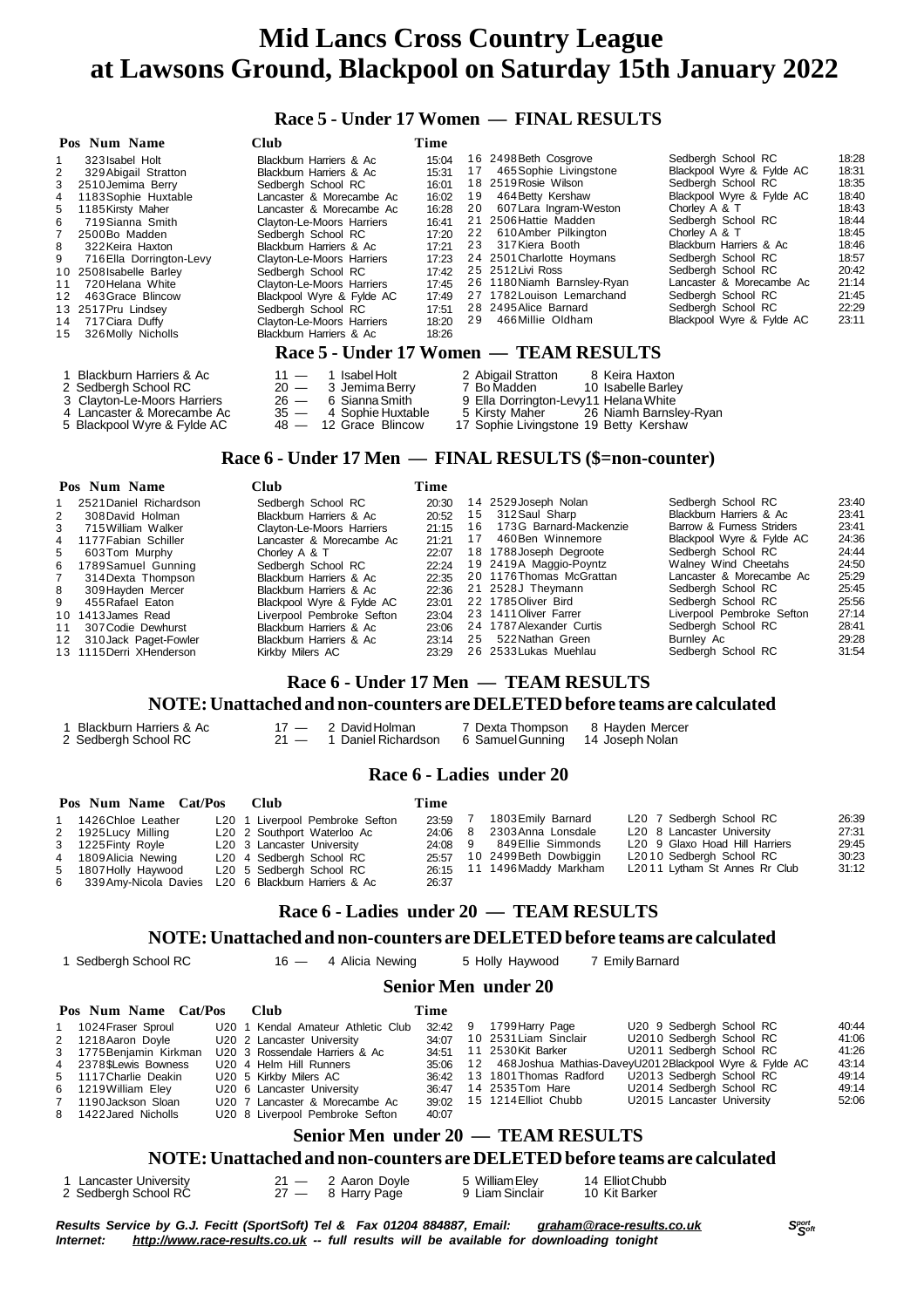# Mid Lancs Cross Country League at Lawsons Ground, Blackpool on Saturday 15th January 2022

## Race 5 - Under 17 Women — FINAL RESULTS

| Pos | Num | Name | Club | Time |
|---|---|---|---|---|
| 1 | 323 | Isabel Holt | Blackburn Harriers & Ac | 15:04 |
| 2 | 329 | Abigail Stratton | Blackburn Harriers & Ac | 15:31 |
| 3 | 2510 | Jemima Berry | Sedbergh School RC | 16:01 |
| 4 | 1183 | Sophie Huxtable | Lancaster & Morecambe Ac | 16:02 |
| 5 | 1185 | Kirsty Maher | Lancaster & Morecambe Ac | 16:28 |
| 6 | 719 | Sianna Smith | Clayton-Le-Moors Harriers | 16:41 |
| 7 | 2500 | Bo Madden | Sedbergh School RC | 17:20 |
| 8 | 322 | Keira Haxton | Blackburn Harriers & Ac | 17:21 |
| 9 | 716 | Ella Dorrington-Levy | Clayton-Le-Moors Harriers | 17:23 |
| 10 | 2508 | Isabelle Barley | Sedbergh School RC | 17:42 |
| 11 | 720 | Helana White | Clayton-Le-Moors Harriers | 17:45 |
| 12 | 463 | Grace Blincow | Blackpool Wyre & Fylde AC | 17:49 |
| 13 | 2517 | Pru Lindsey | Sedbergh School RC | 17:51 |
| 14 | 717 | Ciara Duffy | Clayton-Le-Moors Harriers | 18:20 |
| 15 | 326 | Molly Nicholls | Blackburn Harriers & Ac | 18:26 |
| 16 | 2498 | Beth Cosgrove | Sedbergh School RC | 18:28 |
| 17 | 465 | Sophie Livingstone | Blackpool Wyre & Fylde AC | 18:31 |
| 18 | 2519 | Rosie Wilson | Sedbergh School RC | 18:35 |
| 19 | 464 | Betty Kershaw | Blackpool Wyre & Fylde AC | 18:40 |
| 20 | 607 | Lara Ingram-Weston | Chorley A & T | 18:43 |
| 21 | 2506 | Hattie Madden | Sedbergh School RC | 18:44 |
| 22 | 610 | Amber Pilkington | Chorley A & T | 18:45 |
| 23 | 317 | Kiera Booth | Blackburn Harriers & Ac | 18:46 |
| 24 | 2501 | Charlotte Hoymans | Sedbergh School RC | 18:57 |
| 25 | 2512 | Livi Ross | Sedbergh School RC | 20:42 |
| 26 | 1180 | Niamh Barnsley-Ryan | Lancaster & Morecambe Ac | 21:14 |
| 27 | 1782 | Louison Lemarchand | Sedbergh School RC | 21:45 |
| 28 | 2495 | Alice Barnard | Sedbergh School RC | 22:29 |
| 29 | 466 | Millie Oldham | Blackpool Wyre & Fylde AC | 23:11 |

## Race 5 - Under 17 Women — TEAM RESULTS

| Pos | Club | Points | Runners |
|---|---|---|---|
| 1 | Blackburn Harriers & Ac | 11 | 1 Isabel Holt, 2 Abigail Stratton, 8 Keira Haxton |
| 2 | Sedbergh School RC | 20 | 3 Jemima Berry, 7 Bo Madden, 10 Isabelle Barley |
| 3 | Clayton-Le-Moors Harriers | 26 | 6 Sianna Smith, 9 Ella Dorrington-Levy, 11 Helana White |
| 4 | Lancaster & Morecambe Ac | 35 | 4 Sophie Huxtable, 5 Kirsty Maher, 26 Niamh Barnsley-Ryan |
| 5 | Blackpool Wyre & Fylde AC | 48 | 12 Grace Blincow, 17 Sophie Livingstone, 19 Betty Kershaw |

## Race 6 - Under 17 Men — FINAL RESULTS ($=non-counter)

| Pos | Num | Name | Club | Time |
|---|---|---|---|---|
| 1 | 2521 | Daniel Richardson | Sedbergh School RC | 20:30 |
| 2 | 308 | David Holman | Blackburn Harriers & Ac | 20:52 |
| 3 | 715 | William Walker | Clayton-Le-Moors Harriers | 21:15 |
| 4 | 1177 | Fabian Schiller | Lancaster & Morecambe Ac | 21:21 |
| 5 | 603 | Tom Murphy | Chorley A & T | 22:07 |
| 6 | 1789 | Samuel Gunning | Sedbergh School RC | 22:24 |
| 7 | 314 | Dexta Thompson | Blackburn Harriers & Ac | 22:35 |
| 8 | 309 | Hayden Mercer | Blackburn Harriers & Ac | 22:36 |
| 9 | 455 | Rafael Eaton | Blackpool Wyre & Fylde AC | 23:01 |
| 10 | 1413 | James Read | Liverpool Pembroke Sefton | 23:04 |
| 11 | 307 | Codie Dewhurst | Blackburn Harriers & Ac | 23:06 |
| 12 | 310 | Jack Paget-Fowler | Blackburn Harriers & Ac | 23:14 |
| 13 | 1115 | Derri XHenderson | Kirkby Milers AC | 23:29 |
| 14 | 2529 | Joseph Nolan | Sedbergh School RC | 23:40 |
| 15 | 312 | Saul Sharp | Blackburn Harriers & Ac | 23:41 |
| 16 | 173 | G Barnard-Mackenzie | Barrow & Furness Striders | 23:41 |
| 17 | 460 | Ben Winnemore | Blackpool Wyre & Fylde AC | 24:36 |
| 18 | 1788 | Joseph Degroote | Sedbergh School RC | 24:44 |
| 19 | 2419 | A Maggio-Poyntz | Walney Wind Cheetahs | 24:50 |
| 20 | 1176 | Thomas McGrattan | Lancaster & Morecambe Ac | 25:29 |
| 21 | 2528 | J Theymann | Sedbergh School RC | 25:45 |
| 22 | 1785 | Oliver Bird | Sedbergh School RC | 25:56 |
| 23 | 1411 | Oliver Farrer | Liverpool Pembroke Sefton | 27:14 |
| 24 | 1787 | Alexander Curtis | Sedbergh School RC | 28:41 |
| 25 | 522 | Nathan Green | Burnley Ac | 29:28 |
| 26 | 2533 | Lukas Muehlau | Sedbergh School RC | 31:54 |

## Race 6 - Under 17 Men — TEAM RESULTS

### NOTE: Unattached and non-counters are DELETED before teams are calculated

| Pos | Club | Points | Runners |
|---|---|---|---|
| 1 | Blackburn Harriers & Ac | 17 | 2 David Holman, 7 Dexta Thompson, 8 Hayden Mercer |
| 2 | Sedbergh School RC | 21 | 1 Daniel Richardson, 6 Samuel Gunning, 14 Joseph Nolan |

## Race 6 - Ladies under 20

| Pos | Num | Name | Cat/Pos | Club | Time |
|---|---|---|---|---|---|
| 1 | 1426 | Chloe Leather | L20 1 | Liverpool Pembroke Sefton | 23:59 |
| 2 | 1925 | Lucy Milling | L20 2 | Southport Waterloo Ac | 24:06 |
| 3 | 1225 | Finty Royle | L20 3 | Lancaster University | 24:08 |
| 4 | 1809 | Alicia Newing | L20 4 | Sedbergh School RC | 25:57 |
| 5 | 1807 | Holly Haywood | L20 5 | Sedbergh School RC | 26:15 |
| 6 | 339 | Amy-Nicola Davies | L20 6 | Blackburn Harriers & Ac | 26:37 |
| 7 | 1803 | Emily Barnard | L20 7 | Sedbergh School RC | 26:39 |
| 8 | 2303 | Anna Lonsdale | L20 8 | Lancaster University | 27:31 |
| 9 | 849 | Ellie Simmonds | L20 9 | Glaxo Hoad Hill Harriers | 29:45 |
| 10 | 2499 | Beth Dowbiggin | L20 10 | Sedbergh School RC | 30:23 |
| 11 | 1496 | Maddy Markham | L20 11 | Lytham St Annes Rr Club | 31:12 |

## Race 6 - Ladies under 20 — TEAM RESULTS

### NOTE: Unattached and non-counters are DELETED before teams are calculated

| Pos | Club | Points | Runners |
|---|---|---|---|
| 1 | Sedbergh School RC | 16 | 4 Alicia Newing, 5 Holly Haywood, 7 Emily Barnard |

## Senior Men under 20

| Pos | Num | Name | Cat/Pos | Club | Time |
|---|---|---|---|---|---|
| 1 | 1024 | Fraser Sproul | U20 1 | Kendal Amateur Athletic Club | 32:42 |
| 2 | 1218 | Aaron Doyle | U20 2 | Lancaster University | 34:07 |
| 3 | 1775 | Benjamin Kirkman | U20 3 | Rossendale Harriers & Ac | 34:51 |
| 4 | 2378 | $Lewis Bowness | U20 4 | Helm Hill Runners | 35:06 |
| 5 | 1117 | Charlie Deakin | U20 5 | Kirkby Milers AC | 36:42 |
| 6 | 1219 | William Eley | U20 6 | Lancaster University | 36:47 |
| 7 | 1190 | Jackson Sloan | U20 7 | Lancaster & Morecambe Ac | 39:02 |
| 8 | 1422 | Jared Nicholls | U20 8 | Liverpool Pembroke Sefton | 40:07 |
| 9 | 1799 | Harry Page | U20 9 | Sedbergh School RC | 40:44 |
| 10 | 2531 | Liam Sinclair | U20 10 | Sedbergh School RC | 41:06 |
| 11 | 2530 | Kit Barker | U20 11 | Sedbergh School RC | 41:26 |
| 12 | 468 | Joshua Mathias-Davey | U20 12 | Blackpool Wyre & Fylde AC | 43:14 |
| 13 | 1801 | Thomas Radford | U20 13 | Sedbergh School RC | 49:14 |
| 14 | 2535 | Tom Hare | U20 14 | Sedbergh School RC | 49:14 |
| 15 | 1214 | Elliot Chubb | U20 15 | Lancaster University | 52:06 |

## Senior Men under 20 — TEAM RESULTS

### NOTE: Unattached and non-counters are DELETED before teams are calculated

| Pos | Club | Points | Runners |
|---|---|---|---|
| 1 | Lancaster University | 21 | 2 Aaron Doyle, 5 William Eley, 14 Elliot Chubb |
| 2 | Sedbergh School RC | 27 | 8 Harry Page, 9 Liam Sinclair, 10 Kit Barker |

***Results Service by G.J. Fecitt (SportSoft) Tel & Fax 01204 884887, Email: graham@race-results.co.uk***
***Internet: http://www.race-results.co.uk -- full results will be available for downloading tonight***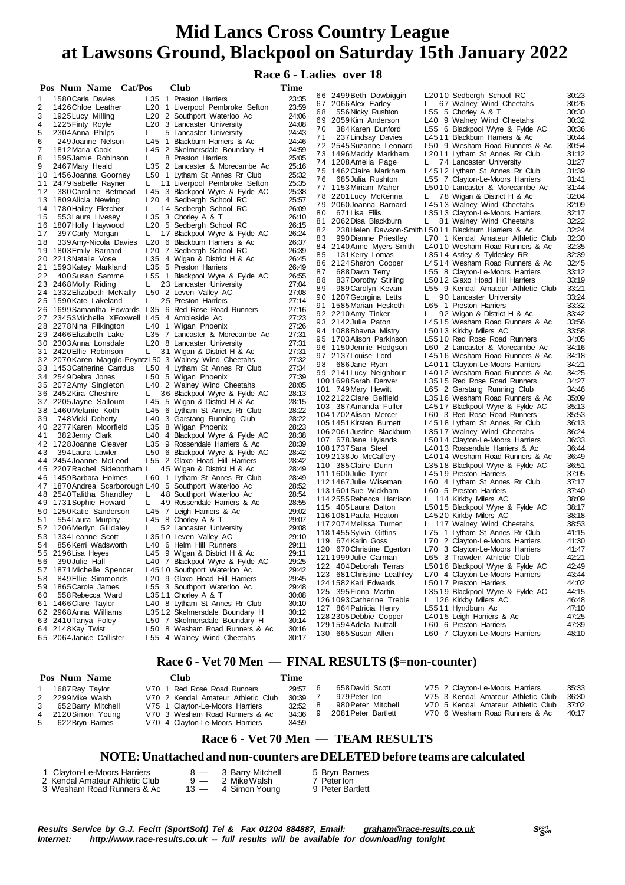# Mid Lancs Cross Country League at Lawsons Ground, Blackpool on Saturday 15th January 2022

## Race 6 - Ladies over 18

| Pos | Num | Name | Cat/Pos | Club | Time |
|---|---|---|---|---|---|
| 1 | 1580 | Carla Davies | L35 1 | Preston Harriers | 23:35 |
| 2 | 1426 | Chloe Leather | L20 1 | Liverpool Pembroke Sefton | 23:59 |
| 3 | 1925 | Lucy Milling | L20 2 | Southport Waterloo Ac | 24:06 |
| 4 | 1225 | Finty Royle | L20 3 | Lancaster University | 24:08 |
| 5 | 2304 | Anna Philps | L 5 | Lancaster University | 24:43 |
| 6 | 249 | Joanne Nelson | L45 1 | Blackburn Harriers & Ac | 24:46 |
| 7 | 1812 | Maria Cook | L45 2 | Skelmersdale Boundary H | 24:59 |
| 8 | 1595 | Jamie Robinson | L 8 | Preston Harriers | 25:05 |
| 9 | 2467 | Mary Heald | L35 2 | Lancaster & Morecambe Ac | 25:16 |
| 10 | 1456 | Joanna Goorney | L50 1 | Lytham St Annes Rr Club | 25:32 |
| 11 | 2479 | Isabelle Rayner | L 11 | Liverpool Pembroke Sefton | 25:35 |
| 12 | 380 | Caroline Betmead | L45 3 | Blackpool Wyre & Fylde AC | 25:38 |
| 13 | 1809 | Alicia Newing | L20 4 | Sedbergh School RC | 25:57 |
| 14 | 1780 | Hailey Fletcher | L 14 | Sedbergh School RC | 26:09 |
| 15 | 553 | Laura Livesey | L35 3 | Chorley A & T | 26:10 |
| 16 | 1807 | Holly Haywood | L20 5 | Sedbergh School RC | 26:15 |
| 17 | 397 | Carly Morgan | L 17 | Blackpool Wyre & Fylde AC | 26:24 |
| 18 | 339 | Amy-Nicola Davies | L20 6 | Blackburn Harriers & Ac | 26:37 |
| 19 | 1803 | Emily Barnard | L20 7 | Sedbergh School RC | 26:39 |
| 20 | 2213 | Natalie Vose | L35 4 | Wigan & District H & Ac | 26:45 |
| 21 | 1593 | Katey Markland | L35 5 | Preston Harriers | 26:49 |
| 22 | 400 | Susan Samme | L55 1 | Blackpool Wyre & Fylde AC | 26:55 |
| 23 | 2468 | Molly Riding | L 23 | Lancaster University | 27:04 |
| 24 | 1332 | Elizabeth McNally | L50 2 | Leven Valley AC | 27:08 |
| 25 | 1590 | Kate Lakeland | L 25 | Preston Harriers | 27:14 |
| 26 | 1699 | Samantha Edwards | L35 6 | Red Rose Road Runners | 27:16 |
| 27 | 2345 | $Michelle XFoxwell | L45 4 | Ambleside Ac | 27:23 |
| 28 | 2278 | Nina Pilkington | L40 1 | Wigan Phoenix | 27:26 |
| 29 | 2466 | Elizabeth Lake | L35 7 | Lancaster & Morecambe Ac | 27:31 |
| 30 | 2303 | Anna Lonsdale | L20 8 | Lancaster University | 27:31 |
| 31 | 2420 | Ellie Robinson | L 31 | Wigan & District H & Ac | 27:31 |
| 32 | 2070 | Karen Maggio-Poyntz | L50 3 | Walney Wind Cheetahs | 27:32 |
| 33 | 1453 | Catherine Carrdus | L50 4 | Lytham St Annes Rr Club | 27:34 |
| 34 | 2549 | Debra Jones | L50 5 | Wigan Phoenix | 27:39 |
| 35 | 2072 | Amy Singleton | L40 2 | Walney Wind Cheetahs | 28:05 |
| 36 | 2452 | Kira Cheshire | L 36 | Blackpool Wyre & Fylde AC | 28:13 |
| 37 | 2205 | Jayne Salloum | L45 5 | Wigan & District H & Ac | 28:15 |
| 38 | 1460 | Melanie Koth | L45 6 | Lytham St Annes Rr Club | 28:22 |
| 39 | 748 | Vicki Doherty | L40 3 | Garstang Running Club | 28:22 |
| 40 | 2277 | Karen Moorfield | L35 8 | Wigan Phoenix | 28:23 |
| 41 | 382 | Jenny Clark | L40 4 | Blackpool Wyre & Fylde AC | 28:38 |
| 42 | 1728 | Joanne Cleaver | L35 9 | Rossendale Harriers & Ac | 28:39 |
| 43 | 394 | Laura Lawler | L50 6 | Blackpool Wyre & Fylde AC | 28:42 |
| 44 | 2454 | Joanne McLeod | L55 2 | Glaxo Hoad Hill Harriers | 28:42 |
| 45 | 2207 | Rachel Sidebotham | L 45 | Wigan & District H & Ac | 28:49 |
| 46 | 1459 | Barbara Holmes | L60 1 | Lytham St Annes Rr Club | 28:49 |
| 47 | 1870 | Andrea Scarborough | L40 5 | Southport Waterloo Ac | 28:52 |
| 48 | 2540 | Talitha Shandley | L 48 | Southport Waterloo Ac | 28:54 |
| 49 | 1731 | Sophie Howard | L 49 | Rossendale Harriers & Ac | 28:55 |
| 50 | 1250 | Katie Sanderson | L45 7 | Leigh Harriers & Ac | 29:02 |
| 51 | 554 | Laura Murphy | L45 8 | Chorley A & T | 29:07 |
| 52 | 1206 | Merlyn Gilldaley | L 52 | Lancaster University | 29:08 |
| 53 | 1334 | Leanne Scott | L35 10 | Leven Valley AC | 29:10 |
| 54 | 856 | Kerri Wadsworth | L40 6 | Helm Hill Runners | 29:11 |
| 55 | 2196 | Lisa Heyes | L45 9 | Wigan & District H & Ac | 29:11 |
| 56 | 390 | Julie Hall | L40 7 | Blackpool Wyre & Fylde AC | 29:25 |
| 57 | 1871 | Michelle Spencer | L45 10 | Southport Waterloo Ac | 29:42 |
| 58 | 849 | Ellie Simmonds | L20 9 | Glaxo Hoad Hill Harriers | 29:45 |
| 59 | 1865 | Carole James | L55 3 | Southport Waterloo Ac | 29:48 |
| 60 | 558 | Rebecca Ward | L35 11 | Chorley A & T | 30:08 |
| 61 | 1466 | Clare Taylor | L40 8 | Lytham St Annes Rr Club | 30:10 |
| 62 | 2968 | Anna Williams | L35 12 | Skelmersdale Boundary H | 30:12 |
| 63 | 2410 | Tanya Foley | L50 7 | Skelmersdale Boundary H | 30:14 |
| 64 | 2148 | Kay Twist | L50 8 | Wesham Road Runners & Ac | 30:16 |
| 65 | 2064 | Janice Callister | L55 4 | Walney Wind Cheetahs | 30:17 |
| 66 | 2499 | Beth Dowbiggin | L20 10 | Sedbergh School RC | 30:23 |
| 67 | 2066 | Alex Earley | L 67 | Walney Wind Cheetahs | 30:26 |
| 68 | 556 | Nicky Rushton | L55 5 | Chorley A & T | 30:30 |
| 69 | 2059 | Kim Anderson | L40 9 | Walney Wind Cheetahs | 30:32 |
| 70 | 384 | Karen Dunford | L55 6 | Blackpool Wyre & Fylde AC | 30:36 |
| 71 | 237 | Lindsay Davies | L45 11 | Blackburn Harriers & Ac | 30:44 |
| 72 | 2545 | Suzanne Leonard | L50 9 | Wesham Road Runners & Ac | 30:54 |
| 73 | 1496 | Maddy Markham | L20 11 | Lytham St Annes Rr Club | 31:12 |
| 74 | 1208 | Amelia Page | L 74 | Lancaster University | 31:27 |
| 75 | 1462 | Claire Markham | L45 12 | Lytham St Annes Rr Club | 31:39 |
| 76 | 685 | Julia Rushton | L55 7 | Clayton-Le-Moors Harriers | 31:41 |
| 77 | 1153 | Miriam Maher | L50 10 | Lancaster & Morecambe Ac | 31:44 |
| 78 | 2201 | Lucy McKenna | L 78 | Wigan & District H & Ac | 32:04 |
| 79 | 2060 | Joanna Barnard | L45 13 | Walney Wind Cheetahs | 32:09 |
| 80 | 671 | Lisa Ellis | L35 13 | Clayton-Le-Moors Harriers | 32:17 |
| 81 | 2062 | Disa Blackburn | L 81 | Walney Wind Cheetahs | 32:22 |
| 82 | 238 | Helen Dawson-Smith | L50 11 | Blackburn Harriers & Ac | 32:24 |
| 83 | 990 | Dianne Priestley | L70 1 | Kendal Amateur Athletic Club | 32:30 |
| 84 | 2140 | Anne Myers-Smith | L40 10 | Wesham Road Runners & Ac | 32:35 |
| 85 | 131 | Kerry Lomas | L35 14 | Astley & Tyldesley RR | 32:39 |
| 86 | 2124 | Sharon Cooper | L45 14 | Wesham Road Runners & Ac | 32:45 |
| 87 | 688 | Dawn Terry | L55 8 | Clayton-Le-Moors Harriers | 33:12 |
| 88 | 837 | Dorothy Stirling | L50 12 | Glaxo Hoad Hill Harriers | 33:19 |
| 89 | 989 | Carolyn Kevan | L55 9 | Kendal Amateur Athletic Club | 33:21 |
| 90 | 1207 | Georgina Letts | L 90 | Lancaster University | 33:24 |
| 91 | 1585 | Marian Hesketh | L65 1 | Preston Harriers | 33:32 |
| 92 | 2210 | Amy Tinker | L 92 | Wigan & District H & Ac | 33:42 |
| 93 | 2142 | Julie Paton | L45 15 | Wesham Road Runners & Ac | 33:56 |
| 94 | 1088 | Bhavna Mistry | L50 13 | Kirkby Milers AC | 33:58 |
| 95 | 1703 | Alison Parkinson | L55 10 | Red Rose Road Runners | 34:05 |
| 96 | 1150 | Jennie Hodgson | L60 2 | Lancaster & Morecambe Ac | 34:16 |
| 97 | 2137 | Louise Lord | L45 16 | Wesham Road Runners & Ac | 34:18 |
| 98 | 686 | Jane Ryan | L40 11 | Clayton-Le-Moors Harriers | 34:21 |
| 99 | 2141 | Lucy Neighbour | L40 12 | Wesham Road Runners & Ac | 34:25 |
| 100 | 1698 | Sarah Denver | L35 15 | Red Rose Road Runners | 34:27 |
| 101 | 749 | Mary Hewitt | L65 2 | Garstang Running Club | 34:46 |
| 102 | 2122 | Clare Belfield | L35 16 | Wesham Road Runners & Ac | 35:09 |
| 103 | 387 | Amanda Fuller | L45 17 | Blackpool Wyre & Fylde AC | 35:13 |
| 104 | 1702 | Alison Mercer | L60 3 | Red Rose Road Runners | 35:53 |
| 105 | 1451 | Kirsten Burnett | L45 18 | Lytham St Annes Rr Club | 36:13 |
| 106 | 2061 | Justine Blackburn | L35 17 | Walney Wind Cheetahs | 36:24 |
| 107 | 678 | Jane Hylands | L50 14 | Clayton-Le-Moors Harriers | 36:33 |
| 108 | 1737 | Sara Steel | L40 13 | Rossendale Harriers & Ac | 36:44 |
| 109 | 2138 | Jo McCaffery | L40 14 | Wesham Road Runners & Ac | 36:49 |
| 110 | 385 | Claire Dunn | L35 18 | Blackpool Wyre & Fylde AC | 36:51 |
| 111 | 1600 | Julie Tyrer | L45 19 | Preston Harriers | 37:05 |
| 112 | 1467 | Julie Wiseman | L60 4 | Lytham St Annes Rr Club | 37:17 |
| 113 | 1601 | Sue Wickham | L60 5 | Preston Harriers | 37:40 |
| 114 | 2555 | Rebecca Harrison | L 114 | Kirkby Milers AC | 38:09 |
| 115 | 405 | Laura Dalton | L50 15 | Blackpool Wyre & Fylde AC | 38:17 |
| 116 | 1081 | Paula Heaton | L45 20 | Kirkby Milers AC | 38:18 |
| 117 | 2074 | Melissa Turner | L 117 | Walney Wind Cheetahs | 38:53 |
| 118 | 1455 | Sylvia Gittins | L75 1 | Lytham St Annes Rr Club | 41:15 |
| 119 | 674 | Karin Goss | L70 2 | Clayton-Le-Moors Harriers | 41:30 |
| 120 | 670 | Christine Egerton | L70 3 | Clayton-Le-Moors Harriers | 41:47 |
| 121 | 1999 | Julie Carman | L65 3 | Trawden Athletic Club | 42:21 |
| 122 | 404 | Deborah Terras | L50 16 | Blackpool Wyre & Fylde AC | 42:49 |
| 123 | 681 | Christine Leathley | L70 4 | Clayton-Le-Moors Harriers | 43:44 |
| 124 | 1582 | Kari Edwards | L50 17 | Preston Harriers | 44:02 |
| 125 | 395 | Fiona Martin | L35 19 | Blackpool Wyre & Fylde AC | 44:15 |
| 126 | 1093 | Catherine Treble | L 126 | Kirkby Milers AC | 46:48 |
| 127 | 864 | Patricia Henry | L55 11 | Hyndburn Ac | 47:10 |
| 128 | 2305 | Debbie Copper | L40 15 | Leigh Harriers & Ac | 47:25 |
| 129 | 1594 | Adela Nuttall | L60 6 | Preston Harriers | 47:39 |
| 130 | 665 | Susan Allen | L60 7 | Clayton-Le-Moors Harriers | 48:10 |

## Race 6 - Vet 70 Men — FINAL RESULTS ($=non-counter)

| Pos | Num | Name | Cat/Pos | Club | Time |
|---|---|---|---|---|---|
| 1 | 1687 | Ray Taylor | V70 1 | Red Rose Road Runners | 29:57 |
| 2 | 2299 | Mike Walsh | V70 2 | Kendal Amateur Athletic Club | 30:39 |
| 3 | 652 | Barry Mitchell | V75 1 | Clayton-Le-Moors Harriers | 32:52 |
| 4 | 2120 | Simon Young | V70 3 | Wesham Road Runners & Ac | 34:36 |
| 5 | 622 | Bryn Barnes | V70 4 | Clayton-Le-Moors Harriers | 34:59 |
| 6 | 658 | David Scott | V75 2 | Clayton-Le-Moors Harriers | 35:33 |
| 7 | 979 | Peter Ion | V75 3 | Kendal Amateur Athletic Club | 36:30 |
| 8 | 980 | Peter Mitchell | V70 5 | Kendal Amateur Athletic Club | 37:02 |
| 9 | 2081 | Peter Bartlett | V70 6 | Wesham Road Runners & Ac | 40:17 |

## Race 6 - Vet 70 Men — TEAM RESULTS

### NOTE: Unattached and non-counters are DELETED before teams are calculated

| | Team | Points | | |
|---|---|---|---|---|
| 1 | Clayton-Le-Moors Harriers | 8 — | 3 Barry Mitchell | 5 Bryn Barnes |
| 2 | Kendal Amateur Athletic Club | 9 — | 2 Mike Walsh | 7 Peter Ion |
| 3 | Wesham Road Runners & Ac | 13 — | 4 Simon Young | 9 Peter Bartlett |

*Results Service by G.J. Fecitt (SportSoft) Tel & Fax 01204 884887, Email: graham@race-results.co.uk*
*Internet: http://www.race-results.co.uk -- full results will be available for downloading tonight*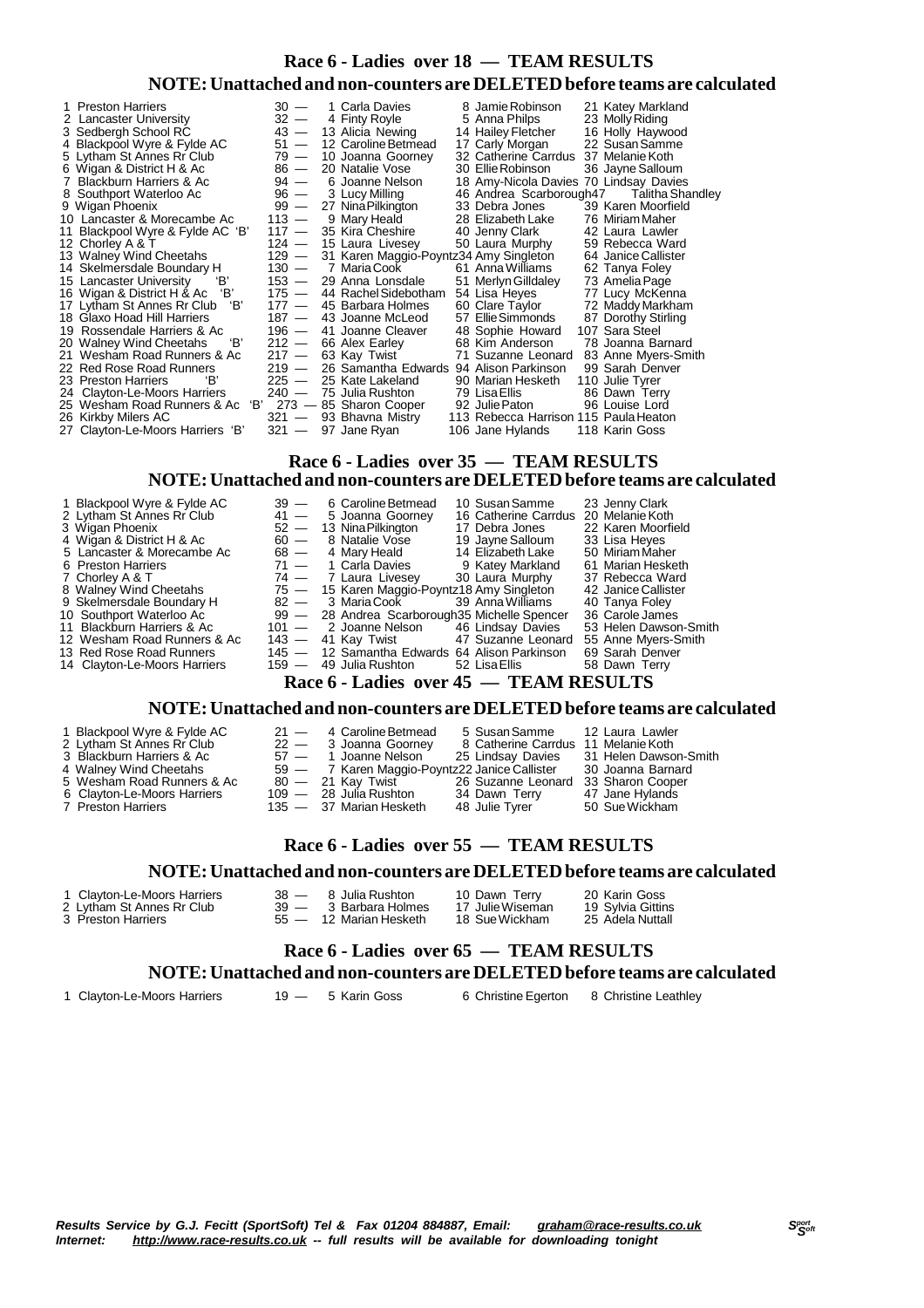## Race 6 - Ladies over 18 — TEAM RESULTS

### NOTE: Unattached and non-counters are DELETED before teams are calculated

| Pos | Team | Pts | 1st | 2nd | 3rd |
|---|---|---|---|---|---|
| 1 | Preston Harriers | 30 | 1 Carla Davies | 8 Jamie Robinson | 21 Katey Markland |
| 2 | Lancaster University | 32 | 4 Finty Royle | 5 Anna Philps | 23 Molly Riding |
| 3 | Sedbergh School RC | 43 | 13 Alicia Newing | 14 Hailey Fletcher | 16 Holly Haywood |
| 4 | Blackpool Wyre & Fylde AC | 51 | 12 Caroline Betmead | 17 Carly Morgan | 22 Susan Samme |
| 5 | Lytham St Annes Rr Club | 79 | 10 Joanna Goorney | 32 Catherine Carrdus | 37 Melanie Koth |
| 6 | Wigan & District H & Ac | 86 | 20 Natalie Vose | 30 Ellie Robinson | 36 Jayne Salloum |
| 7 | Blackburn Harriers & Ac | 94 | 6 Joanne Nelson | 18 Amy-Nicola Davies | 70 Lindsay Davies |
| 8 | Southport Waterloo Ac | 96 | 3 Lucy Milling | 46 Andrea Scarborough | 47 Talitha Shandley |
| 9 | Wigan Phoenix | 99 | 27 Nina Pilkington | 33 Debra Jones | 39 Karen Moorfield |
| 10 | Lancaster & Morecambe Ac | 113 | 9 Mary Heald | 28 Elizabeth Lake | 76 Miriam Maher |
| 11 | Blackpool Wyre & Fylde AC 'B' | 117 | 35 Kira Cheshire | 40 Jenny Clark | 42 Laura Lawler |
| 12 | Chorley A & T | 124 | 15 Laura Livesey | 50 Laura Murphy | 59 Rebecca Ward |
| 13 | Walney Wind Cheetahs | 129 | 31 Karen Maggio-Poyntz | 34 Amy Singleton | 64 Janice Callister |
| 14 | Skelmersdale Boundary H | 130 | 7 Maria Cook | 61 Anna Williams | 62 Tanya Foley |
| 15 | Lancaster University 'B' | 153 | 29 Anna Lonsdale | 51 Merlyn Gilldaley | 73 Amelia Page |
| 16 | Wigan & District H & Ac 'B' | 175 | 44 Rachel Sidebotham | 54 Lisa Heyes | 77 Lucy McKenna |
| 17 | Lytham St Annes Rr Club 'B' | 177 | 45 Barbara Holmes | 60 Clare Taylor | 72 Maddy Markham |
| 18 | Glaxo Hoad Hill Harriers | 187 | 43 Joanne McLeod | 57 Ellie Simmonds | 87 Dorothy Stirling |
| 19 | Rossendale Harriers & Ac | 196 | 41 Joanne Cleaver | 48 Sophie Howard | 107 Sara Steel |
| 20 | Walney Wind Cheetahs 'B' | 212 | 66 Alex Earley | 68 Kim Anderson | 78 Joanna Barnard |
| 21 | Wesham Road Runners & Ac | 217 | 63 Kay Twist | 71 Suzanne Leonard | 83 Anne Myers-Smith |
| 22 | Red Rose Road Runners | 219 | 26 Samantha Edwards | 94 Alison Parkinson | 99 Sarah Denver |
| 23 | Preston Harriers 'B' | 225 | 25 Kate Lakeland | 90 Marian Hesketh | 110 Julie Tyrer |
| 24 | Clayton-Le-Moors Harriers | 240 | 75 Julia Rushton | 79 Lisa Ellis | 86 Dawn Terry |
| 25 | Wesham Road Runners & Ac 'B' | 273 | 85 Sharon Cooper | 92 Julie Paton | 96 Louise Lord |
| 26 | Kirkby Milers AC | 321 | 93 Bhavna Mistry | 113 Rebecca Harrison | 115 Paula Heaton |
| 27 | Clayton-Le-Moors Harriers 'B' | 321 | 97 Jane Ryan | 106 Jane Hylands | 118 Karin Goss |

## Race 6 - Ladies over 35 — TEAM RESULTS

### NOTE: Unattached and non-counters are DELETED before teams are calculated

| Pos | Team | Pts | 1st | 2nd | 3rd |
|---|---|---|---|---|---|
| 1 | Blackpool Wyre & Fylde AC | 39 | 6 Caroline Betmead | 10 Susan Samme | 23 Jenny Clark |
| 2 | Lytham St Annes Rr Club | 41 | 5 Joanna Goorney | 16 Catherine Carrdus | 20 Melanie Koth |
| 3 | Wigan Phoenix | 52 | 13 Nina Pilkington | 17 Debra Jones | 22 Karen Moorfield |
| 4 | Wigan & District H & Ac | 60 | 8 Natalie Vose | 19 Jayne Salloum | 33 Lisa Heyes |
| 5 | Lancaster & Morecambe Ac | 68 | 4 Mary Heald | 14 Elizabeth Lake | 50 Miriam Maher |
| 6 | Preston Harriers | 71 | 1 Carla Davies | 9 Katey Markland | 61 Marian Hesketh |
| 7 | Chorley A & T | 74 | 7 Laura Livesey | 30 Laura Murphy | 37 Rebecca Ward |
| 8 | Walney Wind Cheetahs | 75 | 15 Karen Maggio-Poyntz | 18 Amy Singleton | 42 Janice Callister |
| 9 | Skelmersdale Boundary H | 82 | 3 Maria Cook | 39 Anna Williams | 40 Tanya Foley |
| 10 | Southport Waterloo Ac | 99 | 28 Andrea Scarborough | 35 Michelle Spencer | 36 Carole James |
| 11 | Blackburn Harriers & Ac | 101 | 2 Joanne Nelson | 46 Lindsay Davies | 53 Helen Dawson-Smith |
| 12 | Wesham Road Runners & Ac | 143 | 41 Kay Twist | 47 Suzanne Leonard | 55 Anne Myers-Smith |
| 13 | Red Rose Road Runners | 145 | 12 Samantha Edwards | 64 Alison Parkinson | 69 Sarah Denver |
| 14 | Clayton-Le-Moors Harriers | 159 | 49 Julia Rushton | 52 Lisa Ellis | 58 Dawn Terry |

## Race 6 - Ladies over 45 — TEAM RESULTS

### NOTE: Unattached and non-counters are DELETED before teams are calculated

| Pos | Team | Pts | 1st | 2nd | 3rd |
|---|---|---|---|---|---|
| 1 | Blackpool Wyre & Fylde AC | 21 | 4 Caroline Betmead | 5 Susan Samme | 12 Laura Lawler |
| 2 | Lytham St Annes Rr Club | 22 | 3 Joanna Goorney | 8 Catherine Carrdus | 11 Melanie Koth |
| 3 | Blackburn Harriers & Ac | 57 | 1 Joanne Nelson | 25 Lindsay Davies | 31 Helen Dawson-Smith |
| 4 | Walney Wind Cheetahs | 59 | 7 Karen Maggio-Poyntz | 22 Janice Callister | 30 Joanna Barnard |
| 5 | Wesham Road Runners & Ac | 80 | 21 Kay Twist | 26 Suzanne Leonard | 33 Sharon Cooper |
| 6 | Clayton-Le-Moors Harriers | 109 | 28 Julia Rushton | 34 Dawn Terry | 47 Jane Hylands |
| 7 | Preston Harriers | 135 | 37 Marian Hesketh | 48 Julie Tyrer | 50 Sue Wickham |

## Race 6 - Ladies over 55 — TEAM RESULTS

### NOTE: Unattached and non-counters are DELETED before teams are calculated

| Pos | Team | Pts | 1st | 2nd | 3rd |
|---|---|---|---|---|---|
| 1 | Clayton-Le-Moors Harriers | 38 | 8 Julia Rushton | 10 Dawn Terry | 20 Karin Goss |
| 2 | Lytham St Annes Rr Club | 39 | 3 Barbara Holmes | 17 Julie Wiseman | 19 Sylvia Gittins |
| 3 | Preston Harriers | 55 | 12 Marian Hesketh | 18 Sue Wickham | 25 Adela Nuttall |

## Race 6 - Ladies over 65 — TEAM RESULTS

### NOTE: Unattached and non-counters are DELETED before teams are calculated

| Pos | Team | Pts | 1st | 2nd | 3rd |
|---|---|---|---|---|---|
| 1 | Clayton-Le-Moors Harriers | 19 | 5 Karin Goss | 6 Christine Egerton | 8 Christine Leathley |

***Results Service by G.J. Fecitt (SportSoft) Tel & Fax 01204 884887, Email: graham@race-results.co.uk***
***Internet: http://www.race-results.co.uk -- full results will be available for downloading tonight***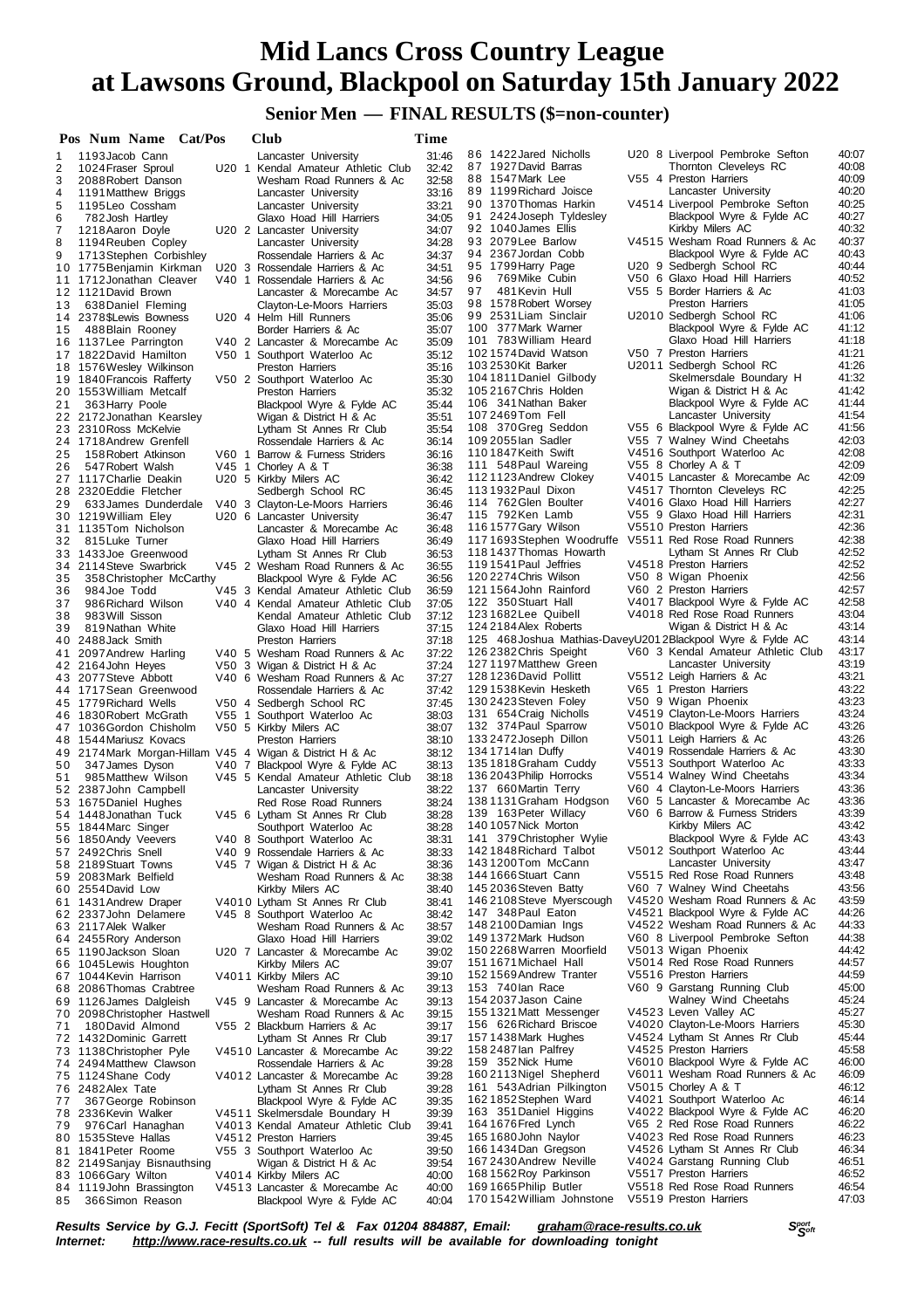# Mid Lancs Cross Country League at Lawsons Ground, Blackpool on Saturday 15th January 2022

## Senior Men — FINAL RESULTS ($=non-counter)

| Pos | Num | Name | Cat/Pos | Club | Time |
|---|---|---|---|---|---|
| 1 | 1193 | Jacob Cann | | Lancaster University | 31:46 |
| 2 | 1024 | Fraser Sproul | U20 1 | Kendal Amateur Athletic Club | 32:42 |
| 3 | 2088 | Robert Danson | | Wesham Road Runners & Ac | 32:58 |
| 4 | 1191 | Matthew Briggs | | Lancaster University | 33:16 |
| 5 | 1195 | Leo Cossham | | Lancaster University | 33:21 |
| 6 | 782 | Josh Hartley | | Glaxo Hoad Hill Harriers | 34:05 |
| 7 | 1218 | Aaron Doyle | U20 2 | Lancaster University | 34:07 |
| 8 | 1194 | Reuben Copley | | Lancaster University | 34:28 |
| 9 | 1713 | Stephen Corbishley | | Rossendale Harriers & Ac | 34:37 |
| 10 | 1775 | Benjamin Kirkman | U20 3 | Rossendale Harriers & Ac | 34:51 |
| 11 | 1712 | Jonathan Cleaver | V40 1 | Rossendale Harriers & Ac | 34:56 |
| 12 | 1121 | David Brown | | Lancaster & Morecambe Ac | 34:57 |
| 13 | 638 | Daniel Fleming | | Clayton-Le-Moors Harriers | 35:03 |
| 14 | 2378 | $Lewis Bowness | U20 4 | Helm Hill Runners | 35:06 |
| 15 | 488 | Blain Rooney | | Border Harriers & Ac | 35:07 |
| 16 | 1137 | Lee Parrington | V40 2 | Lancaster & Morecambe Ac | 35:09 |
| 17 | 1822 | David Hamilton | V50 1 | Southport Waterloo Ac | 35:12 |
| 18 | 1576 | Wesley Wilkinson | | Preston Harriers | 35:16 |
| 19 | 1840 | Francois Rafferty | V50 2 | Southport Waterloo Ac | 35:30 |
| 20 | 1553 | William Metcalf | | Preston Harriers | 35:32 |
| 21 | 363 | Harry Poole | | Blackpool Wyre & Fylde AC | 35:44 |
| 22 | 2172 | Jonathan Kearsley | | Wigan & District H & Ac | 35:51 |
| 23 | 2310 | Ross McKelvie | | Lytham St Annes Rr Club | 35:54 |
| 24 | 1718 | Andrew Grenfell | | Rossendale Harriers & Ac | 36:14 |
| 25 | 158 | Robert Atkinson | V60 1 | Barrow & Furness Striders | 36:16 |
| 26 | 547 | Robert Walsh | V45 1 | Chorley A & T | 36:38 |
| 27 | 1117 | Charlie Deakin | U20 5 | Kirkby Milers AC | 36:42 |
| 28 | 2320 | Eddie Fletcher | | Sedbergh School RC | 36:45 |
| 29 | 633 | James Dunderdale | V40 3 | Clayton-Le-Moors Harriers | 36:46 |
| 30 | 1219 | William Eley | U20 6 | Lancaster University | 36:47 |
| 31 | 1135 | Tom Nicholson | | Lancaster & Morecambe Ac | 36:48 |
| 32 | 815 | Luke Turner | | Glaxo Hoad Hill Harriers | 36:49 |
| 33 | 1433 | Joe Greenwood | | Lytham St Annes Rr Club | 36:53 |
| 34 | 2114 | Steve Swarbrick | V45 2 | Wesham Road Runners & Ac | 36:55 |
| 35 | 358 | Christopher McCarthy | | Blackpool Wyre & Fylde AC | 36:56 |
| 36 | 984 | Joe Todd | V45 3 | Kendal Amateur Athletic Club | 36:59 |
| 37 | 986 | Richard Wilson | V40 4 | Kendal Amateur Athletic Club | 37:05 |
| 38 | 983 | Will Sisson | | Kendal Amateur Athletic Club | 37:12 |
| 39 | 819 | Nathan White | | Glaxo Hoad Hill Harriers | 37:15 |
| 40 | 2488 | Jack Smith | | Preston Harriers | 37:18 |
| 41 | 2097 | Andrew Harling | V40 5 | Wesham Road Runners & Ac | 37:22 |
| 42 | 2164 | John Heyes | V50 3 | Wigan & District H & Ac | 37:24 |
| 43 | 2077 | Steve Abbott | V40 6 | Wesham Road Runners & Ac | 37:27 |
| 44 | 1717 | Sean Greenwood | | Rossendale Harriers & Ac | 37:42 |
| 45 | 1779 | Richard Wells | V50 4 | Sedbergh School RC | 37:45 |
| 46 | 1830 | Robert McGrath | V55 1 | Southport Waterloo Ac | 38:03 |
| 47 | 1036 | Gordon Chisholm | V50 5 | Kirkby Milers AC | 38:07 |
| 48 | 1544 | Mariusz Kovacs | | Preston Harriers | 38:10 |
| 49 | 2174 | Mark Morgan-Hillam | V45 4 | Wigan & District H & Ac | 38:12 |
| 50 | 347 | James Dyson | V40 7 | Blackpool Wyre & Fylde AC | 38:13 |
| 51 | 985 | Matthew Wilson | V45 5 | Kendal Amateur Athletic Club | 38:18 |
| 52 | 2387 | John Campbell | | Lancaster University | 38:22 |
| 53 | 1675 | Daniel Hughes | | Red Rose Road Runners | 38:24 |
| 54 | 1448 | Jonathan Tuck | V45 6 | Lytham St Annes Rr Club | 38:28 |
| 55 | 1844 | Marc Singer | | Southport Waterloo Ac | 38:28 |
| 56 | 1850 | Andy Veevers | V40 8 | Southport Waterloo Ac | 38:31 |
| 57 | 2492 | Chris Snell | V40 9 | Rossendale Harriers & Ac | 38:33 |
| 58 | 2189 | Stuart Towns | V45 7 | Wigan & District H & Ac | 38:36 |
| 59 | 2083 | Mark Belfield | | Wesham Road Runners & Ac | 38:38 |
| 60 | 2554 | David Low | | Kirkby Milers AC | 38:40 |
| 61 | 1431 | Andrew Draper | V4010 | Lytham St Annes Rr Club | 38:41 |
| 62 | 2337 | John Delamere | V45 8 | Southport Waterloo Ac | 38:42 |
| 63 | 2117 | Alek Walker | | Wesham Road Runners & Ac | 38:57 |
| 64 | 2455 | Rory Anderson | | Glaxo Hoad Hill Harriers | 39:02 |
| 65 | 1190 | Jackson Sloan | U20 7 | Lancaster & Morecambe Ac | 39:02 |
| 66 | 1045 | Lewis Houghton | | Kirkby Milers AC | 39:07 |
| 67 | 1044 | Kevin Harrison | V4011 | Kirkby Milers AC | 39:10 |
| 68 | 2086 | Thomas Crabtree | | Wesham Road Runners & Ac | 39:13 |
| 69 | 1126 | James Dalgleish | V45 9 | Lancaster & Morecambe Ac | 39:13 |
| 70 | 2098 | Christopher Hastwell | | Wesham Road Runners & Ac | 39:15 |
| 71 | 180 | David Almond | V55 2 | Blackburn Harriers & Ac | 39:17 |
| 72 | 1432 | Dominic Garrett | | Lytham St Annes Rr Club | 39:17 |
| 73 | 1138 | Christopher Pyle | V4510 | Lancaster & Morecambe Ac | 39:22 |
| 74 | 2494 | Matthew Clawson | | Rossendale Harriers & Ac | 39:28 |
| 75 | 1124 | Shane Cody | V4012 | Lancaster & Morecambe Ac | 39:28 |
| 76 | 2482 | Alex Tate | | Lytham St Annes Rr Club | 39:28 |
| 77 | 367 | George Robinson | | Blackpool Wyre & Fylde AC | 39:35 |
| 78 | 2336 | Kevin Walker | V4511 | Skelmersdale Boundary H | 39:39 |
| 79 | 976 | Carl Hanaghan | V4013 | Kendal Amateur Athletic Club | 39:41 |
| 80 | 1535 | Steve Hallas | V4512 | Preston Harriers | 39:45 |
| 81 | 1841 | Peter Roome | V55 3 | Southport Waterloo Ac | 39:50 |
| 82 | 2149 | Sanjay Bisnauthsing | | Wigan & District H & Ac | 39:54 |
| 83 | 1066 | Gary Wilton | V4014 | Kirkby Milers AC | 40:00 |
| 84 | 1119 | John Brassington | V4513 | Lancaster & Morecambe Ac | 40:00 |
| 85 | 366 | Simon Reason | | Blackpool Wyre & Fylde AC | 40:04 |
| 86 | 1422 | Jared Nicholls | U20 8 | Liverpool Pembroke Sefton | 40:07 |
| 87 | 1927 | David Barras | | Thornton Cleveleys RC | 40:08 |
| 88 | 1547 | Mark Lee | V55 4 | Preston Harriers | 40:09 |
| 89 | 1199 | Richard Joisce | | Lancaster University | 40:20 |
| 90 | 1370 | Thomas Harkin | V4514 | Liverpool Pembroke Sefton | 40:25 |
| 91 | 2424 | Joseph Tyldesley | | Blackpool Wyre & Fylde AC | 40:27 |
| 92 | 1040 | James Ellis | | Kirkby Milers AC | 40:32 |
| 93 | 2079 | Lee Barlow | V4515 | Wesham Road Runners & Ac | 40:37 |
| 94 | 2367 | Jordan Cobb | | Blackpool Wyre & Fylde AC | 40:43 |
| 95 | 1799 | Harry Page | U20 9 | Sedbergh School RC | 40:44 |
| 96 | 769 | Mike Cubin | V50 6 | Glaxo Hoad Hill Harriers | 40:52 |
| 97 | 481 | Kevin Hull | V55 5 | Border Harriers & Ac | 41:03 |
| 98 | 1578 | Robert Worsey | | Preston Harriers | 41:05 |
| 99 | 2531 | Liam Sinclair | U2010 | Sedbergh School RC | 41:06 |
| 100 | 377 | Mark Warner | | Blackpool Wyre & Fylde AC | 41:12 |
| 101 | 783 | William Heard | | Glaxo Hoad Hill Harriers | 41:18 |
| 102 | 1574 | David Watson | V50 7 | Preston Harriers | 41:21 |
| 103 | 2530 | Kit Barker | U2011 | Sedbergh School RC | 41:26 |
| 104 | 1811 | Daniel Gilbody | | Skelmersdale Boundary H | 41:32 |
| 105 | 2167 | Chris Holden | | Wigan & District H & Ac | 41:42 |
| 106 | 341 | Nathan Baker | | Blackpool Wyre & Fylde AC | 41:44 |
| 107 | 2469 | Tom Fell | | Lancaster University | 41:54 |
| 108 | 370 | Greg Seddon | V55 6 | Blackpool Wyre & Fylde AC | 41:56 |
| 109 | 2055 | Ian Sadler | V55 7 | Walney Wind Cheetahs | 42:03 |
| 110 | 1847 | Keith Swift | V4516 | Southport Waterloo Ac | 42:08 |
| 111 | 548 | Paul Wareing | V55 8 | Chorley A & T | 42:09 |
| 112 | 1123 | Andrew Clokey | V4015 | Lancaster & Morecambe Ac | 42:09 |
| 113 | 1932 | Paul Dixon | V4517 | Thornton Cleveleys RC | 42:25 |
| 114 | 762 | Glen Boulter | V4016 | Glaxo Hoad Hill Harriers | 42:27 |
| 115 | 792 | Ken Lamb | V55 9 | Glaxo Hoad Hill Harriers | 42:31 |
| 116 | 1577 | Gary Wilson | V5510 | Preston Harriers | 42:36 |
| 117 | 1693 | Stephen Woodruffe | V5511 | Red Rose Road Runners | 42:38 |
| 118 | 1437 | Thomas Howarth | | Lytham St Annes Rr Club | 42:52 |
| 119 | 1541 | Paul Jeffries | V4518 | Preston Harriers | 42:52 |
| 120 | 2274 | Chris Wilson | V50 8 | Wigan Phoenix | 42:56 |
| 121 | 1564 | John Rainford | V60 2 | Preston Harriers | 42:57 |
| 122 | 350 | Stuart Hall | V4017 | Blackpool Wyre & Fylde AC | 42:58 |
| 123 | 1682 | Lee Quibell | V4018 | Red Rose Road Runners | 43:04 |
| 124 | 2184 | Alex Roberts | | Wigan & District H & Ac | 43:14 |
| 125 | 468 | Joshua Mathias-Davey | U2012 | Blackpool Wyre & Fylde AC | 43:14 |
| 126 | 2382 | Chris Speight | V60 3 | Kendal Amateur Athletic Club | 43:17 |
| 127 | 1197 | Matthew Green | | Lancaster University | 43:19 |
| 128 | 1236 | David Pollitt | V5512 | Leigh Harriers & Ac | 43:21 |
| 129 | 1538 | Kevin Hesketh | V65 1 | Preston Harriers | 43:22 |
| 130 | 2423 | Steven Foley | V50 9 | Wigan Phoenix | 43:23 |
| 131 | 654 | Craig Nicholls | V4519 | Clayton-Le-Moors Harriers | 43:24 |
| 132 | 374 | Paul Sparrow | V5010 | Blackpool Wyre & Fylde AC | 43:26 |
| 133 | 2472 | Joseph Dillon | V5011 | Leigh Harriers & Ac | 43:26 |
| 134 | 1714 | Ian Duffy | V4019 | Rossendale Harriers & Ac | 43:30 |
| 135 | 1818 | Graham Cuddy | V5513 | Southport Waterloo Ac | 43:33 |
| 136 | 2043 | Philip Horrocks | V5514 | Walney Wind Cheetahs | 43:34 |
| 137 | 660 | Martin Terry | V60 4 | Clayton-Le-Moors Harriers | 43:36 |
| 138 | 1131 | Graham Hodgson | V60 5 | Lancaster & Morecambe Ac | 43:36 |
| 139 | 163 | Peter Willacy | V60 6 | Barrow & Furness Striders | 43:39 |
| 140 | 1057 | Nick Morton | | Kirkby Milers AC | 43:42 |
| 141 | 379 | Christopher Wylie | | Blackpool Wyre & Fylde AC | 43:43 |
| 142 | 1848 | Richard Talbot | V5012 | Southport Waterloo Ac | 43:44 |
| 143 | 1200 | Tom McCann | | Lancaster University | 43:47 |
| 144 | 1666 | Stuart Cann | V5515 | Red Rose Road Runners | 43:48 |
| 145 | 2036 | Steven Batty | V60 7 | Walney Wind Cheetahs | 43:56 |
| 146 | 2108 | Steve Myerscough | V4520 | Wesham Road Runners & Ac | 43:59 |
| 147 | 348 | Paul Eaton | V4521 | Blackpool Wyre & Fylde AC | 44:26 |
| 148 | 2100 | Damian Ings | V4522 | Wesham Road Runners & Ac | 44:33 |
| 149 | 1372 | Mark Hudson | V60 8 | Liverpool Pembroke Sefton | 44:38 |
| 150 | 2268 | Warren Moorfield | V5013 | Wigan Phoenix | 44:42 |
| 151 | 1671 | Michael Hall | V5014 | Red Rose Road Runners | 44:57 |
| 152 | 1569 | Andrew Tranter | V5516 | Preston Harriers | 44:59 |
| 153 | 740 | Ian Race | V60 9 | Garstang Running Club | 45:00 |
| 154 | 2037 | Jason Caine | | Walney Wind Cheetahs | 45:24 |
| 155 | 1321 | Matt Messenger | V4523 | Leven Valley AC | 45:27 |
| 156 | 626 | Richard Briscoe | V4020 | Clayton-Le-Moors Harriers | 45:30 |
| 157 | 1438 | Mark Hughes | V4524 | Lytham St Annes Rr Club | 45:44 |
| 158 | 2487 | Ian Palfrey | V4525 | Preston Harriers | 45:58 |
| 159 | 352 | Nick Hume | V6010 | Blackpool Wyre & Fylde AC | 46:00 |
| 160 | 2113 | Nigel Shepherd | V6011 | Wesham Road Runners & Ac | 46:09 |
| 161 | 543 | Adrian Pilkington | V5015 | Chorley A & T | 46:12 |
| 162 | 1852 | Stephen Ward | V4021 | Southport Waterloo Ac | 46:14 |
| 163 | 351 | Daniel Higgins | V4022 | Blackpool Wyre & Fylde AC | 46:20 |
| 164 | 1676 | Fred Lynch | V65 2 | Red Rose Road Runners | 46:22 |
| 165 | 1680 | John Naylor | V4023 | Red Rose Road Runners | 46:23 |
| 166 | 1434 | Dan Gregson | V4526 | Lytham St Annes Rr Club | 46:34 |
| 167 | 2430 | Andrew Neville | V4024 | Garstang Running Club | 46:51 |
| 168 | 1562 | Roy Parkinson | V5517 | Preston Harriers | 46:52 |
| 169 | 1665 | Philip Butler | V5518 | Red Rose Road Runners | 46:54 |
| 170 | 1542 | William Johnstone | V5519 | Preston Harriers | 47:03 |

*Results Service by G.J. Fecitt (SportSoft) Tel & Fax 01204 884887, Email: graham@race-results.co.uk*
*Internet: http://www.race-results.co.uk -- full results will be available for downloading tonight*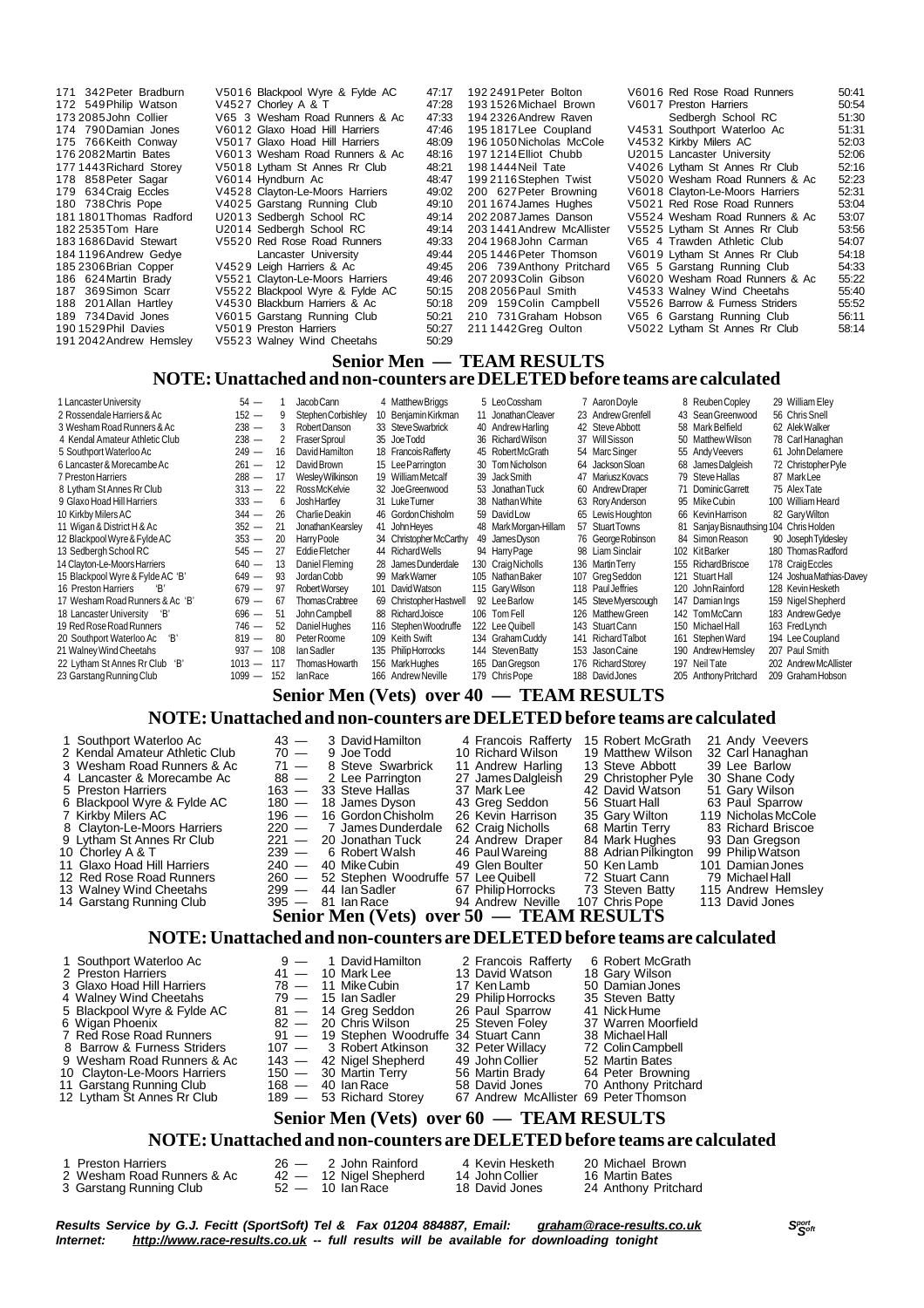| Pos | No | Name | Category | Club | Time |
|---|---|---|---|---|---|
| 171 | 342 | Peter Bradburn | V5016 | Blackpool Wyre & Fylde AC | 47:17 |
| 172 | 549 | Philip Watson | V4527 | Chorley A & T | 47:28 |
| 173 | 2085 | John Collier | V65 3 | Wesham Road Runners & Ac | 47:33 |
| 174 | 790 | Damian Jones | V6012 | Glaxo Hoad Hill Harriers | 47:46 |
| 175 | 766 | Keith Conway | V5017 | Glaxo Hoad Hill Harriers | 48:09 |
| 176 | 2082 | Martin Bates | V6013 | Wesham Road Runners & Ac | 48:16 |
| 177 | 1443 | Richard Storey | V5018 | Lytham St Annes Rr Club | 48:21 |
| 178 | 858 | Peter Sagar | V6014 | Hyndburn Ac | 48:47 |
| 179 | 634 | Craig Eccles | V4528 | Clayton-Le-Moors Harriers | 49:02 |
| 180 | 738 | Chris Pope | V4025 | Garstang Running Club | 49:10 |
| 181 | 1801 | Thomas Radford | U2013 | Sedbergh School RC | 49:14 |
| 182 | 2535 | Tom Hare | U2014 | Sedbergh School RC | 49:14 |
| 183 | 1686 | David Stewart | V5520 | Red Rose Road Runners | 49:33 |
| 184 | 1196 | Andrew Gedye | | Lancaster University | 49:44 |
| 185 | 2306 | Brian Copper | V4529 | Leigh Harriers & Ac | 49:45 |
| 186 | 624 | Martin Brady | V5521 | Clayton-Le-Moors Harriers | 49:46 |
| 187 | 369 | Simon Scarr | V5522 | Blackpool Wyre & Fylde AC | 50:15 |
| 188 | 201 | Allan Hartley | V4530 | Blackburn Harriers & Ac | 50:18 |
| 189 | 734 | David Jones | V6015 | Garstang Running Club | 50:21 |
| 190 | 1529 | Phil Davies | V5019 | Preston Harriers | 50:27 |
| 191 | 2042 | Andrew Hemsley | V5523 | Walney Wind Cheetahs | 50:29 |
| 192 | 2491 | Peter Bolton | V6016 | Red Rose Road Runners | 50:41 |
| 193 | 1526 | Michael Brown | V6017 | Preston Harriers | 50:54 |
| 194 | 2326 | Andrew Raven | | Sedbergh School RC | 51:30 |
| 195 | 1817 | Lee Coupland | V4531 | Southport Waterloo Ac | 51:31 |
| 196 | 1050 | Nicholas McCole | V4532 | Kirkby Milers AC | 52:03 |
| 197 | 1214 | Elliot Chubb | U2015 | Lancaster University | 52:06 |
| 198 | 1444 | Neil Tate | V4026 | Lytham St Annes Rr Club | 52:16 |
| 199 | 2116 | Stephen Twist | V5020 | Wesham Road Runners & Ac | 52:23 |
| 200 | 627 | Peter Browning | V6018 | Clayton-Le-Moors Harriers | 52:31 |
| 201 | 1674 | James Hughes | V5021 | Red Rose Road Runners | 53:04 |
| 202 | 2087 | James Danson | V5524 | Wesham Road Runners & Ac | 53:07 |
| 203 | 1441 | Andrew McAllister | V5525 | Lytham St Annes Rr Club | 53:56 |
| 204 | 1968 | John Carman | V65 4 | Trawden Athletic Club | 54:07 |
| 205 | 1446 | Peter Thomson | V6019 | Lytham St Annes Rr Club | 54:18 |
| 206 | 739 | Anthony Pritchard | V65 5 | Garstang Running Club | 54:33 |
| 207 | 2093 | Colin Gibson | V6020 | Wesham Road Runners & Ac | 55:22 |
| 208 | 2056 | Paul Smith | V4533 | Walney Wind Cheetahs | 55:40 |
| 209 | 159 | Colin Campbell | V5526 | Barrow & Furness Striders | 55:52 |
| 210 | 731 | Graham Hobson | V65 6 | Garstang Running Club | 56:11 |
| 211 | 1442 | Greg Oulton | V5022 | Lytham St Annes Rr Club | 58:14 |

## Senior Men — TEAM RESULTS

### NOTE: Unattached and non-counters are DELETED before teams are calculated

| Team | Pts | 1 | 2 | 3 | 4 | 5 | 6 |
|---|---|---|---|---|---|---|---|
| 1 Lancaster University | 54 — | 1 Jacob Cann | 4 Matthew Briggs | 5 Leo Cossham | 7 Aaron Doyle | 8 Reuben Copley | 29 William Eley |
| 2 Rossendale Harriers & Ac | 152 — | 9 Stephen Corbishley | 10 Benjamin Kirkman | 11 Jonathan Cleaver | 23 Andrew Grenfell | 43 Sean Greenwood | 56 Chris Snell |
| 3 Wesham Road Runners & Ac | 238 — | 3 Robert Danson | 33 Steve Swarbrick | 40 Andrew Harling | 42 Steve Abbott | 58 Mark Belfield | 62 Alek Walker |
| 4 Kendal Amateur Athletic Club | 238 — | 2 Fraser Sproul | 35 Joe Todd | 36 Richard Wilson | 37 Will Sisson | 50 Matthew Wilson | 78 Carl Hanaghan |
| 5 Southport Waterloo Ac | 249 — | 16 David Hamilton | 18 Francois Rafferty | 45 Robert McGrath | 54 Marc Singer | 55 Andy Veevers | 61 John Delamere |
| 6 Lancaster & Morecambe Ac | 261 — | 12 David Brown | 15 Lee Parrington | 30 Tom Nicholson | 64 Jackson Sloan | 68 James Dalgleish | 72 Christopher Pyle |
| 7 Preston Harriers | 288 — | 17 Wesley Wilkinson | 19 William Metcalf | 39 Jack Smith | 47 Mariusz Kovacs | 79 Steve Hallas | 87 Mark Lee |
| 8 Lytham St Annes Rr Club | 313 — | 22 Ross McKelvie | 32 Joe Greenwood | 53 Jonathan Tuck | 60 Andrew Draper | 71 Dominic Garrett | 75 Alex Tate |
| 9 Glaxo Hoad Hill Harriers | 333 — | 6 Josh Hartley | 31 Luke Turner | 38 Nathan White | 63 Rory Anderson | 95 Mike Cubin | 100 William Heard |
| 10 Kirkby Milers AC | 344 — | 26 Charlie Deakin | 46 Gordon Chisholm | 59 David Low | 65 Lewis Houghton | 66 Kevin Harrison | 82 Gary Wilton |
| 11 Wigan & District H & Ac | 352 — | 21 Jonathan Kearsley | 41 John Heyes | 48 Mark Morgan-Hillam | 57 Stuart Towns | 81 Sanjay Bisnauthsing | 104 Chris Holden |
| 12 Blackpool Wyre & Fylde AC | 353 — | 20 Harry Poole | 34 Christopher McCarthy | 49 James Dyson | 76 George Robinson | 84 Simon Reason | 90 Joseph Tyldesley |
| 13 Sedbergh School RC | 545 — | 27 Eddie Fletcher | 44 Richard Wells | 94 Harry Page | 98 Liam Sinclair | 102 Kit Barker | 180 Thomas Radford |
| 14 Clayton-Le-Moors Harriers | 640 — | 13 Daniel Fleming | 28 James Dunderdale | 130 Craig Nicholls | 136 Martin Terry | 155 Richard Briscoe | 178 Craig Eccles |
| 15 Blackpool Wyre & Fylde AC 'B' | 649 — | 93 Jordan Cobb | 99 Mark Warner | 105 Nathan Baker | 107 Greg Seddon | 121 Stuart Hall | 124 Joshua Mathias-Davey |
| 16 Preston Harriers 'B' | 679 — | 97 Robert Worsey | 101 David Watson | 115 Gary Wilson | 118 Paul Jeffries | 120 John Rainford | 128 Kevin Hesketh |
| 17 Wesham Road Runners & Ac 'B' | 679 — | 67 Thomas Crabtree | 69 Christopher Hastwell | 92 Lee Barlow | 145 Steve Myerscough | 147 Damian Ings | 159 Nigel Shepherd |
| 18 Lancaster University 'B' | 696 — | 51 John Campbell | 88 Richard Joisce | 106 Tom Fell | 126 Matthew Green | 142 Tom McCann | 183 Andrew Gedye |
| 19 Red Rose Road Runners | 746 — | 52 Daniel Hughes | 116 Stephen Woodruffe | 122 Lee Quibell | 143 Stuart Cann | 150 Michael Hall | 163 Fred Lynch |
| 20 Southport Waterloo Ac 'B' | 819 — | 80 Peter Roome | 109 Keith Swift | 134 Graham Cuddy | 141 Richard Talbot | 161 Stephen Ward | 194 Lee Coupland |
| 21 Walney Wind Cheetahs | 937 — | 108 Ian Sadler | 135 Philip Horrocks | 144 Steven Batty | 153 Jason Caine | 190 Andrew Hemsley | 207 Paul Smith |
| 22 Lytham St Annes Rr Club 'B' | 1013 — | 117 Thomas Howarth | 156 Mark Hughes | 165 Dan Gregson | 176 Richard Storey | 197 Neil Tate | 202 Andrew McAllister |
| 23 Garstang Running Club | 1099 — | 152 Ian Race | 166 Andrew Neville | 179 Chris Pope | 188 David Jones | 205 Anthony Pritchard | 209 Graham Hobson |

## Senior Men (Vets) over 40 — TEAM RESULTS

### NOTE: Unattached and non-counters are DELETED before teams are calculated

| Team | Pts | 1 | 2 | 3 | 4 |
|---|---|---|---|---|---|
| 1 Southport Waterloo Ac | 43 — | 3 David Hamilton | 4 Francois Rafferty | 15 Robert McGrath | 21 Andy Veevers |
| 2 Kendal Amateur Athletic Club | 70 — | 9 Joe Todd | 10 Richard Wilson | 19 Matthew Wilson | 32 Carl Hanaghan |
| 3 Wesham Road Runners & Ac | 71 — | 8 Steve Swarbrick | 11 Andrew Harling | 13 Steve Abbott | 39 Lee Barlow |
| 4 Lancaster & Morecambe Ac | 88 — | 2 Lee Parrington | 27 James Dalgleish | 29 Christopher Pyle | 30 Shane Cody |
| 5 Preston Harriers | 163 — | 33 Steve Hallas | 37 Mark Lee | 42 David Watson | 51 Gary Wilson |
| 6 Blackpool Wyre & Fylde AC | 180 — | 18 James Dyson | 43 Greg Seddon | 56 Stuart Hall | 63 Paul Sparrow |
| 7 Kirkby Milers AC | 196 — | 16 Gordon Chisholm | 26 Kevin Harrison | 35 Gary Wilton | 119 Nicholas McCole |
| 8 Clayton-Le-Moors Harriers | 220 — | 7 James Dunderdale | 62 Craig Nicholls | 68 Martin Terry | 83 Richard Briscoe |
| 9 Lytham St Annes Rr Club | 221 — | 20 Jonathan Tuck | 24 Andrew Draper | 84 Mark Hughes | 93 Dan Gregson |
| 10 Chorley A & T | 239 — | 6 Robert Walsh | 46 Paul Wareing | 88 Adrian Pilkington | 99 Philip Watson |
| 11 Glaxo Hoad Hill Harriers | 240 — | 40 Mike Cubin | 49 Glen Boulter | 50 Ken Lamb | 101 Damian Jones |
| 12 Red Rose Road Runners | 260 — | 52 Stephen Woodruffe | 57 Lee Quibell | 72 Stuart Cann | 79 Michael Hall |
| 13 Walney Wind Cheetahs | 299 — | 44 Ian Sadler | 67 Philip Horrocks | 73 Steven Batty | 115 Andrew Hemsley |
| 14 Garstang Running Club | 395 — | 81 Ian Race | 94 Andrew Neville | 107 Chris Pope | 113 David Jones |

## Senior Men (Vets) over 50 — TEAM RESULTS

### NOTE: Unattached and non-counters are DELETED before teams are calculated

| Team | Pts | 1 | 2 | 3 |
|---|---|---|---|---|
| 1 Southport Waterloo Ac | 9 — | 1 David Hamilton | 2 Francois Rafferty | 6 Robert McGrath |
| 2 Preston Harriers | 41 — | 10 Mark Lee | 13 David Watson | 18 Gary Wilson |
| 3 Glaxo Hoad Hill Harriers | 78 — | 11 Mike Cubin | 17 Ken Lamb | 50 Damian Jones |
| 4 Walney Wind Cheetahs | 79 — | 15 Ian Sadler | 29 Philip Horrocks | 35 Steven Batty |
| 5 Blackpool Wyre & Fylde AC | 81 — | 14 Greg Seddon | 26 Paul Sparrow | 41 Nick Hume |
| 6 Wigan Phoenix | 82 — | 20 Chris Wilson | 25 Steven Foley | 37 Warren Moorfield |
| 7 Red Rose Road Runners | 91 — | 19 Stephen Woodruffe | 34 Stuart Cann | 38 Michael Hall |
| 8 Barrow & Furness Striders | 107 — | 3 Robert Atkinson | 32 Peter Willacy | 72 Colin Campbell |
| 9 Wesham Road Runners & Ac | 143 — | 42 Nigel Shepherd | 49 John Collier | 52 Martin Bates |
| 10 Clayton-Le-Moors Harriers | 150 — | 30 Martin Terry | 56 Martin Brady | 64 Peter Browning |
| 11 Garstang Running Club | 168 — | 40 Ian Race | 58 David Jones | 70 Anthony Pritchard |
| 12 Lytham St Annes Rr Club | 189 — | 53 Richard Storey | 67 Andrew McAllister | 69 Peter Thomson |

## Senior Men (Vets) over 60 — TEAM RESULTS

### NOTE: Unattached and non-counters are DELETED before teams are calculated

| Team | Pts | 1 | 2 | 3 |
|---|---|---|---|---|
| 1 Preston Harriers | 26 — | 2 John Rainford | 4 Kevin Hesketh | 20 Michael Brown |
| 2 Wesham Road Runners & Ac | 42 — | 12 Nigel Shepherd | 14 John Collier | 16 Martin Bates |
| 3 Garstang Running Club | 52 — | 10 Ian Race | 18 David Jones | 24 Anthony Pritchard |

***Results Service by G.J. Fecitt (SportSoft) Tel & Fax 01204 884887, Email: graham@race-results.co.uk***
***Internet: http://www.race-results.co.uk -- full results will be available for downloading tonight***